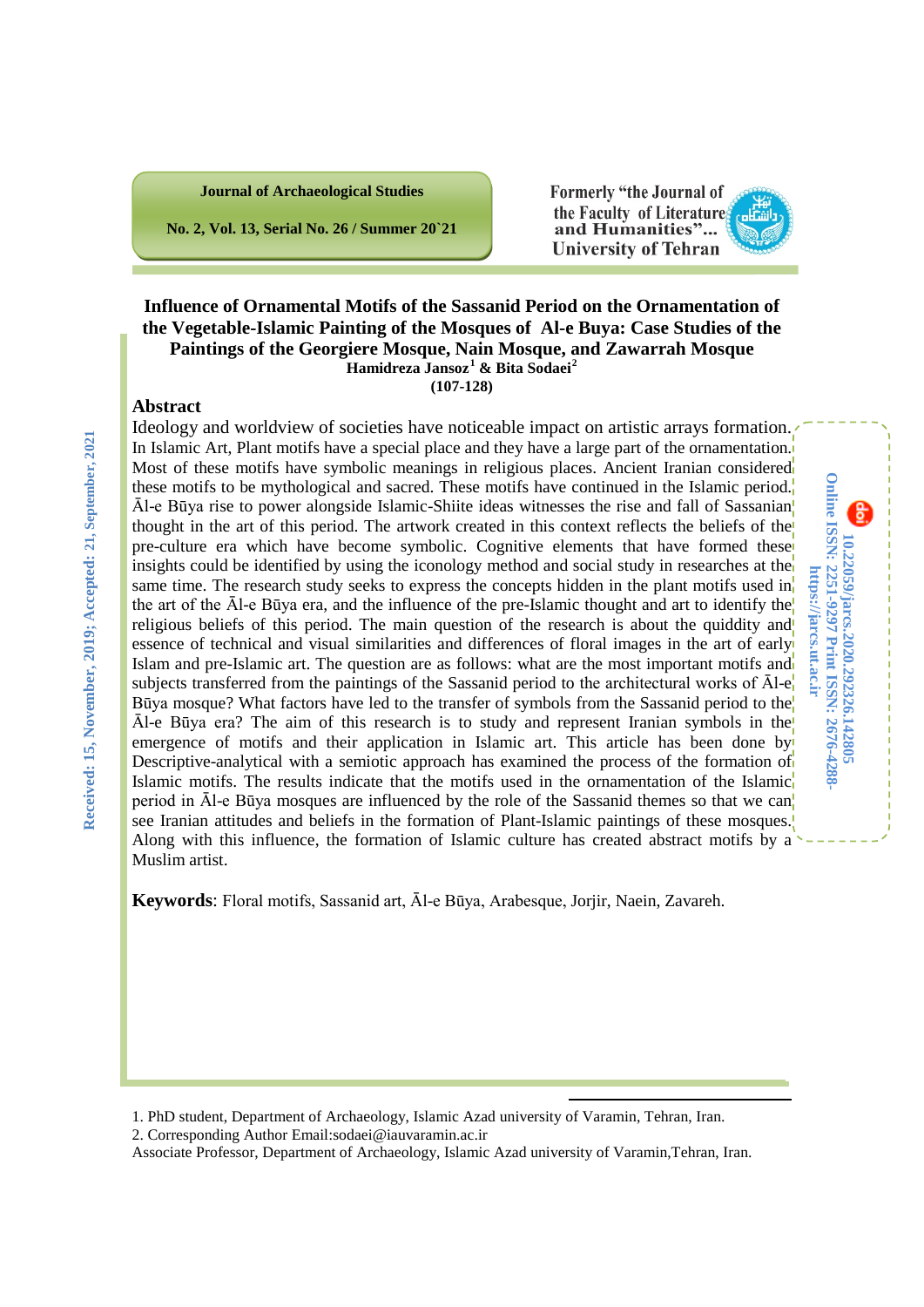# Influence of Ornamental Motifs of the Sassanid Period on the Ornamentation of the Vegetable-Islamic Painting of the Mosques of Al-e Buya: Case Studies of the Paintings of the Georgiere Mosque, Nain Mosque, and Zawarrah Mosque

**Hamidreza Jansoz[1] & Bita Sodaei[2]**

**(107-128)**

Received: 15, November, 2019; Accepted: 21, September, 2021

10.22059/jarcs.2020.292326.142805

Online ISSN: 2251-9297 Print ISSN: 2676-4288-

https://jarcs.ut.ac.ir

## Abstract

Ideology and worldview of societies have noticeable impact on artistic arrays formation. In Islamic Art, Plant motifs have a special place and they have a large part of the ornamentation. Most of these motifs have symbolic meanings in religious places. Ancient Iranian considered these motifs to be mythological and sacred. These motifs have continued in the Islamic period. Āl-e Būya rise to power alongside Islamic-Shiite ideas witnesses the rise and fall of Sassanian thought in the art of this period. The artwork created in this context reflects the beliefs of the pre-culture era which have become symbolic. Cognitive elements that have formed these insights could be identified by using the iconology method and social study in researches at the same time. The research study seeks to express the concepts hidden in the plant motifs used in the art of the Āl-e Būya era, and the influence of the pre-Islamic thought and art to identify the religious beliefs of this period. The main question of the research is about the quiddity and essence of technical and visual similarities and differences of floral images in the art of early Islam and pre-Islamic art. The question are as follows: what are the most important motifs and subjects transferred from the paintings of the Sassanid period to the architectural works of Āl-e Būya mosque? What factors have led to the transfer of symbols from the Sassanid period to the Āl-e Būya era? The aim of this research is to study and represent Iranian symbols in the emergence of motifs and their application in Islamic art. This article has been done by Descriptive-analytical with a semiotic approach has examined the process of the formation of Islamic motifs. The results indicate that the motifs used in the ornamentation of the Islamic period in Āl-e Būya mosques are influenced by the role of the Sassanid themes so that we can see Iranian attitudes and beliefs in the formation of Plant-Islamic paintings of these mosques. Along with this influence, the formation of Islamic culture has created abstract motifs by a Muslim artist.

**Keywords**: Floral motifs, Sassanid art, Āl-e Būya, Arabesque, Jorjir, Naein, Zavareh.

---

1. PhD student, Department of Archaeology, Islamic Azad university of Varamin, Tehran, Iran.

2. Corresponding Author Email:sodaei@iauvaramin.ac.ir

Associate Professor, Department of Archaeology, Islamic Azad university of Varamin,Tehran, Iran.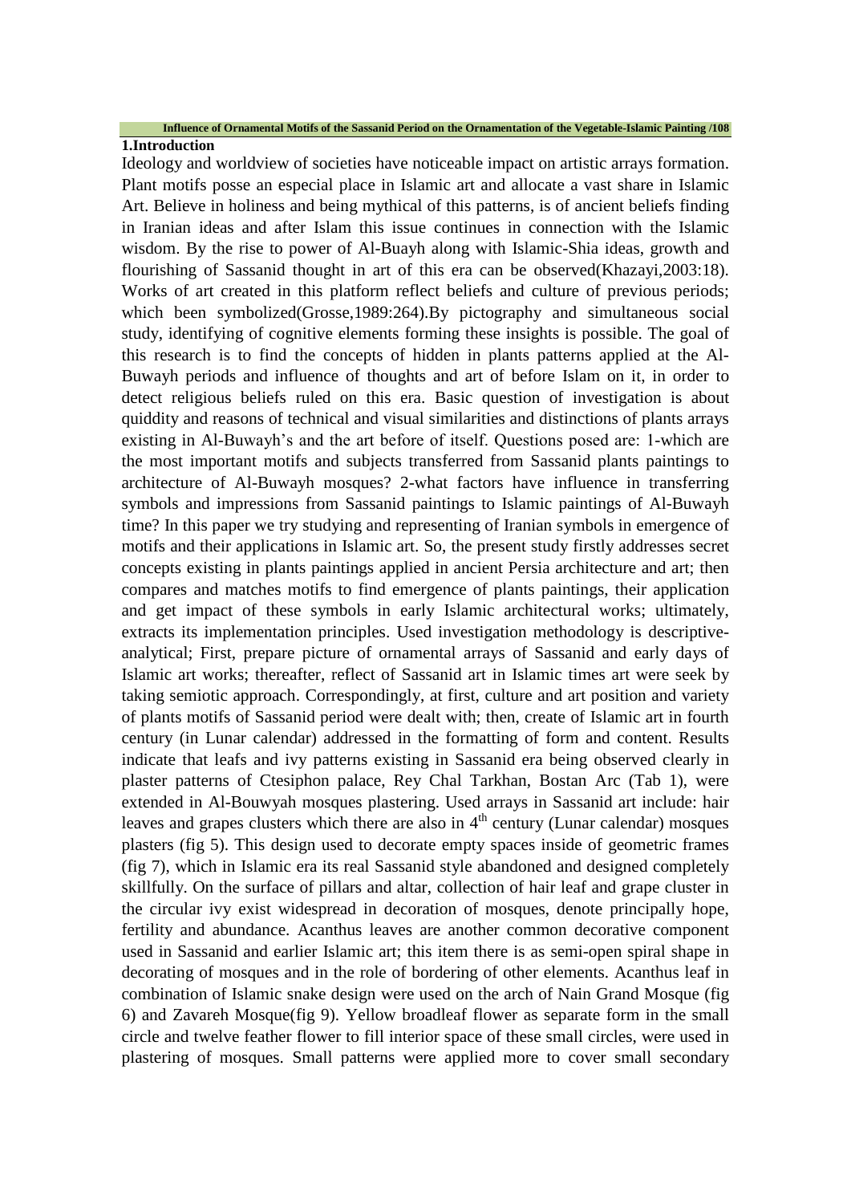## 1.Introduction

Ideology and worldview of societies have noticeable impact on artistic arrays formation. Plant motifs posse an especial place in Islamic art and allocate a vast share in Islamic Art. Believe in holiness and being mythical of this patterns, is of ancient beliefs finding in Iranian ideas and after Islam this issue continues in connection with the Islamic wisdom. By the rise to power of Al-Buayh along with Islamic-Shia ideas, growth and flourishing of Sassanid thought in art of this era can be observed(Khazayi,2003:18). Works of art created in this platform reflect beliefs and culture of previous periods; which been symbolized(Grosse,1989:264).By pictography and simultaneous social study, identifying of cognitive elements forming these insights is possible. The goal of this research is to find the concepts of hidden in plants patterns applied at the Al-Buwayh periods and influence of thoughts and art of before Islam on it, in order to detect religious beliefs ruled on this era. Basic question of investigation is about quiddity and reasons of technical and visual similarities and distinctions of plants arrays existing in Al-Buwayh's and the art before of itself. Questions posed are: 1-which are the most important motifs and subjects transferred from Sassanid plants paintings to architecture of Al-Buwayh mosques? 2-what factors have influence in transferring symbols and impressions from Sassanid paintings to Islamic paintings of Al-Buwayh time? In this paper we try studying and representing of Iranian symbols in emergence of motifs and their applications in Islamic art. So, the present study firstly addresses secret concepts existing in plants paintings applied in ancient Persia architecture and art; then compares and matches motifs to find emergence of plants paintings, their application and get impact of these symbols in early Islamic architectural works; ultimately, extracts its implementation principles. Used investigation methodology is descriptive-analytical; First, prepare picture of ornamental arrays of Sassanid and early days of Islamic art works; thereafter, reflect of Sassanid art in Islamic times art were seek by taking semiotic approach. Correspondingly, at first, culture and art position and variety of plants motifs of Sassanid period were dealt with; then, create of Islamic art in fourth century (in Lunar calendar) addressed in the formatting of form and content. Results indicate that leafs and ivy patterns existing in Sassanid era being observed clearly in plaster patterns of Ctesiphon palace, Rey Chal Tarkhan, Bostan Arc (Tab 1), were extended in Al-Bouwyah mosques plastering. Used arrays in Sassanid art include: hair leaves and grapes clusters which there are also in 4th century (Lunar calendar) mosques plasters (fig 5). This design used to decorate empty spaces inside of geometric frames (fig 7), which in Islamic era its real Sassanid style abandoned and designed completely skillfully. On the surface of pillars and altar, collection of hair leaf and grape cluster in the circular ivy exist widespread in decoration of mosques, denote principally hope, fertility and abundance. Acanthus leaves are another common decorative component used in Sassanid and earlier Islamic art; this item there is as semi-open spiral shape in decorating of mosques and in the role of bordering of other elements. Acanthus leaf in combination of Islamic snake design were used on the arch of Nain Grand Mosque (fig 6) and Zavareh Mosque(fig 9). Yellow broadleaf flower as separate form in the small circle and twelve feather flower to fill interior space of these small circles, were used in plastering of mosques. Small patterns were applied more to cover small secondary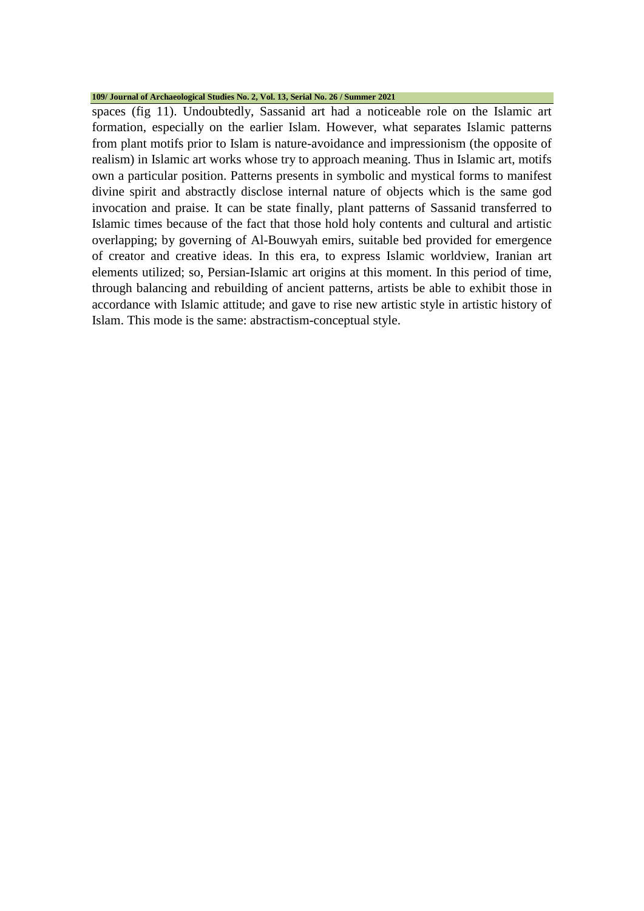spaces (fig 11). Undoubtedly, Sassanid art had a noticeable role on the Islamic art formation, especially on the earlier Islam. However, what separates Islamic patterns from plant motifs prior to Islam is nature-avoidance and impressionism (the opposite of realism) in Islamic art works whose try to approach meaning. Thus in Islamic art, motifs own a particular position. Patterns presents in symbolic and mystical forms to manifest divine spirit and abstractly disclose internal nature of objects which is the same god invocation and praise. It can be state finally, plant patterns of Sassanid transferred to Islamic times because of the fact that those hold holy contents and cultural and artistic overlapping; by governing of Al-Bouwyah emirs, suitable bed provided for emergence of creator and creative ideas. In this era, to express Islamic worldview, Iranian art elements utilized; so, Persian-Islamic art origins at this moment. In this period of time, through balancing and rebuilding of ancient patterns, artists be able to exhibit those in accordance with Islamic attitude; and gave to rise new artistic style in artistic history of Islam. This mode is the same: abstractism-conceptual style.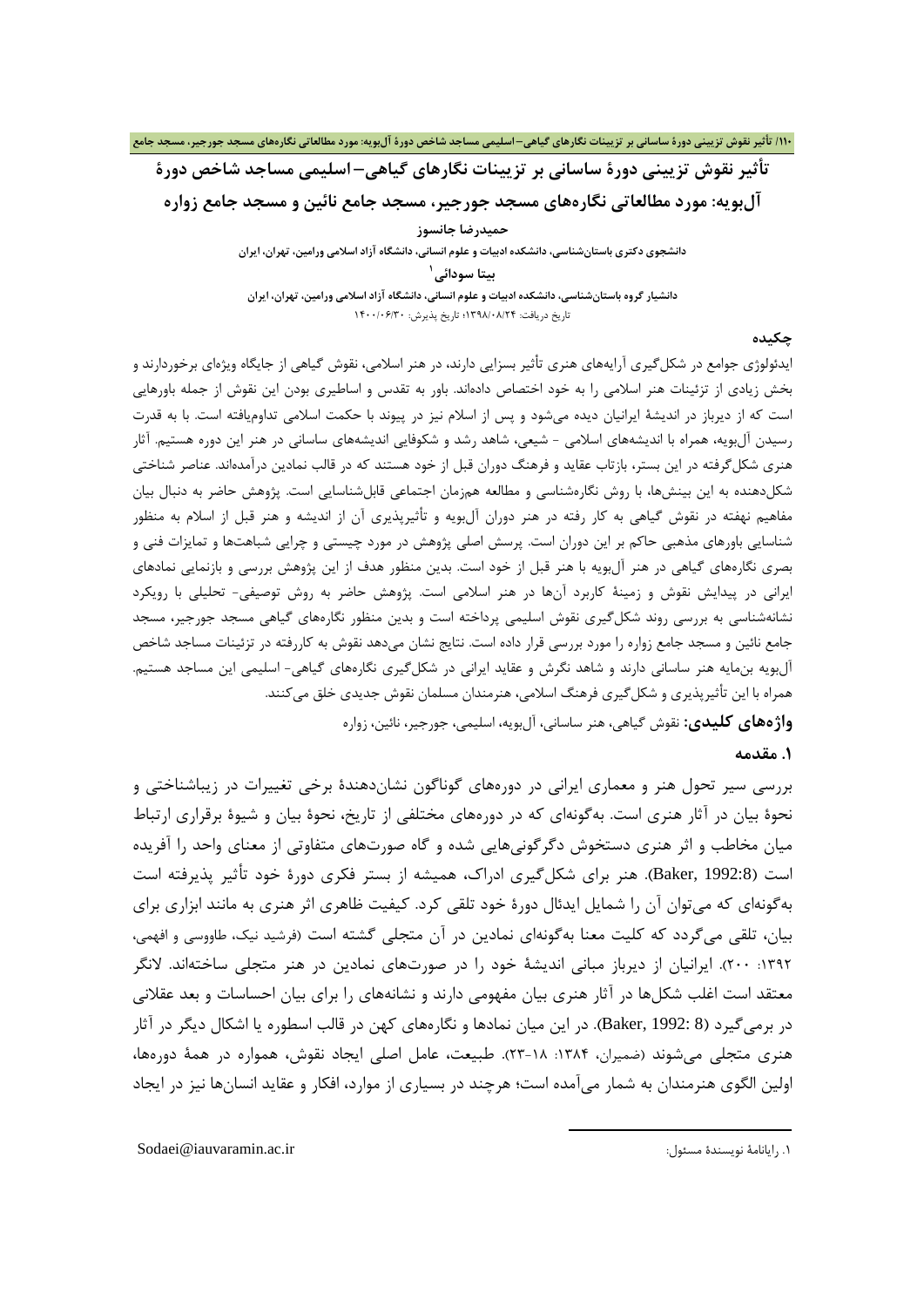# تأثیر نقوش تزیینی دورهٔ ساسانی بر تزیینات نگارهای گیاهی–اسلیمی مساجد شاخص دورهٔ آل‌بویه: مورد مطالعاتی نگاره‌های مسجد جورجیر، مسجد جامع نائین و مسجد جامع زواره

**حمیدرضا جانسوز**

دانشجوی دکتری باستان‌شناسی، دانشکده ادبیات و علوم انسانی، دانشگاه آزاد اسلامی ورامین، تهران، ایران

**بیتا سودائی**[1]

دانشیار گروه باستان‌شناسی، دانشکده ادبیات و علوم انسانی، دانشگاه آزاد اسلامی ورامین، تهران، ایران

تاریخ دریافت: ۱۳۹۸/۰۸/۲۴؛ تاریخ پذیرش: ۱۴۰۰/۰۶/۳۰

## چکیده

ایدئولوژی جوامع در شکل‌گیری آرایه‌های هنری تأثیر بسزایی دارند، در هنر اسلامی، نقوش گیاهی از جایگاه ویژه‌ای برخوردارند و بخش زیادی از تزئینات هنر اسلامی را به خود اختصاص داده‌اند. باور به تقدس و اساطیری بودن این نقوش از جمله باورهایی است که از دیرباز در اندیشهٔ ایرانیان دیده می‌شود و پس از اسلام نیز در پیوند با حکمت اسلامی تداوم‌یافته است. با به قدرت رسیدن آل‌بویه، همراه با اندیشه‌های اسلامی - شیعی، شاهد رشد و شکوفایی اندیشه‌های ساسانی در هنر این دوره هستیم. آثار هنری شکل‌گرفته در این بستر، بازتاب عقاید و فرهنگ دوران قبل از خود هستند که در قالب نمادین درآمده‌اند. عناصر شناختی شکل‌دهنده به این بینش‌ها، با روش نگاره‌شناسی و مطالعه هم‌زمان اجتماعی قابل‌شناسایی است. پژوهش حاضر به دنبال بیان مفاهیم نهفته در نقوش گیاهی به کار رفته در هنر دوران آل‌بویه و تأثیرپذیری آن از اندیشه و هنر قبل از اسلام به منظور شناسایی باورهای مذهبی حاکم بر این دوران است. پرسش اصلی پژوهش در مورد چیستی و چرایی شباهت‌ها و تمایزات فنی و بصری نگاره‌های گیاهی در هنر آل‌بویه با هنر قبل از خود است. بدین منظور هدف از این پژوهش بررسی و بازنمایی نمادهای ایرانی در پیدایش نقوش و زمینهٔ کاربرد آن‌ها در هنر اسلامی است. پژوهش حاضر به روش توصیفی- تحلیلی با رویکرد نشانه‌شناسی به بررسی روند شکل‌گیری نقوش اسلیمی پرداخته است و بدین منظور نگاره‌های گیاهی مسجد جورجیر، مسجد جامع نائین و مسجد جامع زواره را مورد بررسی قرار داده است. نتایج نشان می‌دهد نقوش به کاررفته در تزئینات مساجد شاخص آل‌بویه بن‌مایه هنر ساسانی دارند و شاهد نگرش و عقاید ایرانی در شکل‌گیری نگاره‌های گیاهی- اسلیمی این مساجد هستیم. همراه با این تأثیرپذیری و شکل‌گیری فرهنگ اسلامی، هنرمندان مسلمان نقوش جدیدی خلق می‌کنند.

**واژه‌های کلیدی:** نقوش گیاهی، هنر ساسانی، آل‌بویه، اسلیمی، جورجیر، نائین، زواره

## ۱. مقدمه

بررسی سیر تحول هنر و معماری ایرانی در دوره‌های گوناگون نشان‌دهندهٔ برخی تغییرات در زیباشناختی و نحوهٔ بیان در آثار هنری است. به‌گونه‌ای که در دوره‌های مختلفی از تاریخ، نحوهٔ بیان و شیوهٔ برقراری ارتباط میان مخاطب و اثر هنری دستخوش دگرگونی‌هایی شده و گاه صورت‌های متفاوتی از معنای واحد را آفریده است (Baker, 1992:8). هنر برای شکل‌گیری ادراک، همیشه از بستر فکری دورهٔ خود تأثیر پذیرفته است به‌گونه‌ای که می‌توان آن را شمایل ایدئال دورهٔ خود تلقی کرد. کیفیت ظاهری اثر هنری به مانند ابزاری برای بیان، تلقی می‌گردد که کلیت معنا به‌گونه‌ای نمادین در آن متجلی گشته است (فرشید نیک، طاووسی و افهمی، ۱۳۹۲: ۲۰۰). ایرانیان از دیرباز مبانی اندیشهٔ خود را در صورت‌های نمادین در هنر متجلی ساخته‌اند. لانگر معتقد است اغلب شکل‌ها در آثار هنری بیان مفهومی دارند و نشانه‌های را برای بیان احساسات و بعد عقلانی در برمی‌گیرد (Baker, 1992: 8). در این میان نمادها و نگاره‌های کهن در قالب اسطوره یا اشکال دیگر در آثار هنری متجلی می‌شوند (ضمیران، ۱۳۸۴: ۱۸-۲۳). طبیعت، عامل اصلی ایجاد نقوش، همواره در همهٔ دوره‌ها، اولین الگوی هنرمندان به شمار می‌آمده است؛ هرچند در بسیاری از موارد، افکار و عقاید انسان‌ها نیز در ایجاد

---

[1] رایانامهٔ نویسندهٔ مسئول: Sodaei@iauvaramin.ac.ir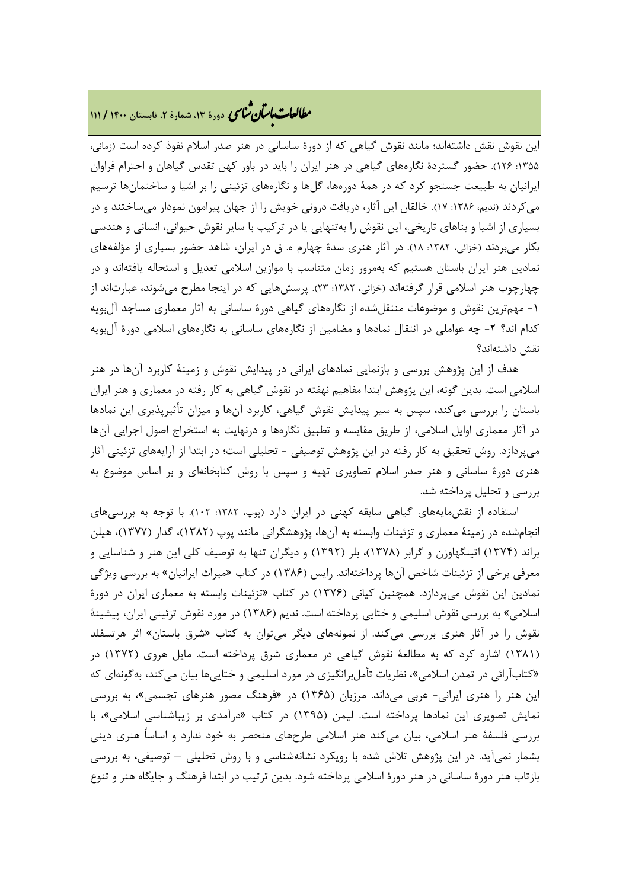این نقوش نقش داشته‌اند؛ مانند نقوش گیاهی که از دورهٔ ساسانی در هنر صدر اسلام نفوذ کرده است (زمانی، ۱۳۵۵: ۱۲۶). حضور گستردهٔ نگاره‌های گیاهی در هنر ایران را باید در باور کهن تقدس گیاهان و احترام فراوان ایرانیان به طبیعت جستجو کرد که در همهٔ دوره‌ها، گل‌ها و نگاره‌های تزئینی را بر اشیا و ساختمان‌ها ترسیم می‌کردند (ندیم، ۱۳۸۶: ۱۷). خالقان این آثار، دریافت درونی خویش را از جهان پیرامون نمودار می‌ساختند و در بسیاری از اشیا و بناهای تاریخی، این نقوش را به‌تنهایی یا در ترکیب با سایر نقوش حیوانی، انسانی و هندسی بکار می‌بردند (خزائی، ۱۳۸۲: ۱۸). در آثار هنری سدهٔ چهارم ه. ق در ایران، شاهد حضور بسیاری از مؤلفه‌های نمادین هنر ایران باستان هستیم که به‌مرور زمان متناسب با موازین اسلامی تعدیل و استحاله یافته‌اند و در چهارچوب هنر اسلامی قرار گرفته‌اند (خزائی، ۱۳۸۲: ۲۳). پرسش‌هایی که در اینجا مطرح می‌شوند، عبارت‌اند از ۱- مهم‌ترین نقوش و موضوعات منتقل‌شده از نگاره‌های گیاهی دورهٔ ساسانی به آثار معماری مساجد آل‌بویه کدام اند؟ ۲- چه عواملی در انتقال نمادها و مضامین از نگاره‌های ساسانی به نگاره‌های اسلامی دورهٔ آل‌بویه نقش داشته‌اند؟

هدف از این پژوهش بررسی و بازنمایی نمادهای ایرانی در پیدایش نقوش و زمینهٔ کاربرد آن‌ها در هنر اسلامی است. بدین گونه، این پژوهش ابتدا مفاهیم نهفته در نقوش گیاهی به کار رفته در معماری و هنر ایران باستان را بررسی می‌کند، سپس به سیر پیدایش نقوش گیاهی، کاربرد آن‌ها و میزان تأثیرپذیری این نمادها در آثار معماری اوایل اسلامی، از طریق مقایسه و تطبیق نگاره‌ها و درنهایت به استخراج اصول اجرایی آن‌ها می‌پردازد. روش تحقیق به کار رفته در این پژوهش توصیفی - تحلیلی است؛ در ابتدا از آرایه‌های تزئینی آثار هنری دورهٔ ساسانی و هنر صدر اسلام تصاویری تهیه و سپس با روش کتابخانه‌ای و بر اساس موضوع به بررسی و تحلیل پرداخته شد.

استفاده از نقش‌مایه‌های گیاهی سابقه کهنی در ایران دارد (پوپ، ۱۳۸۲: ۱۰۲). با توجه به بررسی‌های انجام‌شده در زمینهٔ معماری و تزئینات وابسته به آن‌ها، پژوهشگرانی مانند پوپ (۱۳۸۲)، گدار (۱۳۷۷)، هیلن براند (۱۳۷۴) اتینگهاوزن و گرابر (۱۳۷۸)، بلر (۱۳۹۲) و دیگران تنها به توصیف کلی این هنر و شناسایی و معرفی برخی از تزئینات شاخص آن‌ها پرداخته‌اند. رایس (۱۳۸۶) در کتاب «میراث ایرانیان» به بررسی ویژگی نمادین این نقوش می‌پردازد. همچنین کیانی (۱۳۷۶) در کتاب «تزئینات وابسته به معماری ایران در دورهٔ اسلامی» به بررسی نقوش اسلیمی و ختایی پرداخته است. ندیم (۱۳۸۶) در مورد نقوش تزئینی ایران، پیشینهٔ نقوش را در آثار هنری بررسی می‌کند. از نمونه‌های دیگر می‌توان به کتاب «شرق باستان» اثر هرتسفلد (۱۳۸۱) اشاره کرد که به مطالعهٔ نقوش گیاهی در معماری شرق پرداخته است. مایل هروی (۱۳۷۲) در «کتاب‌آرائی در تمدن اسلامی»، نظریات تأمل‌برانگیزی در مورد اسلیمی و ختایی‌ها بیان می‌کند، به‌گونه‌ای که این هنر را هنری ایرانی- عربی می‌داند. مرزبان (۱۳۶۵) در «فرهنگ مصور هنرهای تجسمی»، به بررسی نمایش تصویری این نمادها پرداخته است. لیمن (۱۳۹۵) در کتاب «درآمدی بر زیباشناسی اسلامی»، با بررسی فلسفهٔ هنر اسلامی، بیان می‌کند هنر اسلامی طرح‌های منحصر به خود ندارد و اساساً هنری دینی بشمار نمی‌آید. در این پژوهش تلاش شده با رویکرد نشانه‌شناسی و با روش تحلیلی – توصیفی، به بررسی بازتاب هنر دورهٔ ساسانی در هنر دورهٔ اسلامی پرداخته شود. بدین ترتیب در ابتدا فرهنگ و جایگاه هنر و تنوع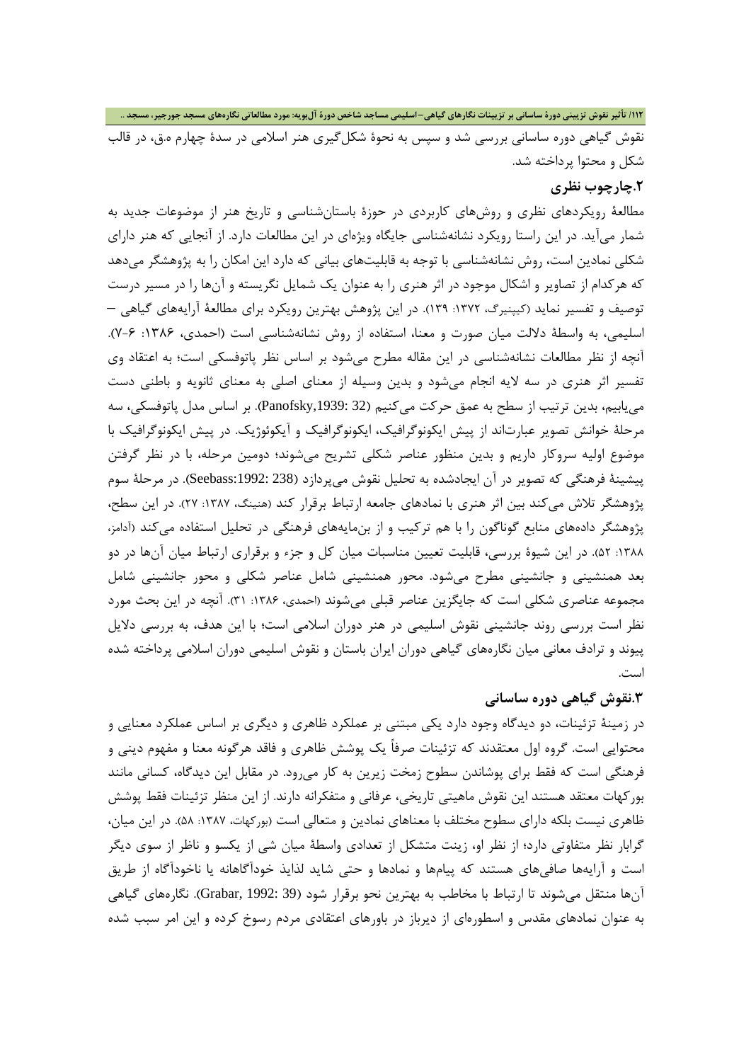نقوش گیاهی دوره ساسانی بررسی شد و سپس به نحوهٔ شکل‌گیری هنر اسلامی در سدهٔ چهارم ه.ق، در قالب شکل و محتوا پرداخته شد.

## ۲.چارچوب نظری

مطالعهٔ رویکردهای نظری و روش‌های کاربردی در حوزهٔ باستان‌شناسی و تاریخ هنر از موضوعات جدید به شمار می‌آید. در این راستا رویکرد نشانه‌شناسی جایگاه ویژه‌ای در این مطالعات دارد. از آنجایی که هنر دارای شکلی نمادین است، روش نشانه‌شناسی با توجه به قابلیت‌های بیانی که دارد این امکان را به پژوهشگر می‌دهد که هرکدام از تصاویر و اشکال موجود در اثر هنری را به عنوان یک شمایل نگریسته و آن‌ها را در مسیر درست توصیف و تفسیر نماید (کیپنیرگ، ۱۳۷۲: ۱۳۹). در این پژوهش بهترین رویکرد برای مطالعهٔ آرایه‌های گیاهی – اسلیمی، به واسطهٔ دلالت میان صورت و معنا، استفاده از روش نشانه‌شناسی است (احمدی، ۱۳۸۶: ۶-۷). آنچه از نظر مطالعات نشانه‌شناسی در این مقاله مطرح می‌شود بر اساس نظر پانوفسکی است؛ به اعتقاد وی تفسیر اثر هنری در سه لایه انجام می‌شود و بدین وسیله از معنای اصلی به معنای ثانویه و باطنی دست می‌یابیم، بدین ترتیب از سطح به عمق حرکت می‌کنیم (Panofsky,1939: 32). بر اساس مدل پانوفسکی، سه مرحلهٔ خوانش تصویر عبارت‌اند از پیش ایکونوگرافیک، ایکونوگرافیک و آیکوئوژیک. در پیش ایکونوگرافیک با موضوع اولیه سروکار داریم و بدین منظور عناصر شکلی تشریح می‌شوند؛ دومین مرحله، با در نظر گرفتن پیشینهٔ فرهنگی که تصویر در آن ایجادشده به تحلیل نقوش می‌پردازد (Seebass:1992: 238). در مرحلهٔ سوم پژوهشگر تلاش می‌کند بین اثر هنری با نمادهای جامعه ارتباط برقرار کند (هنینگ، ۱۳۸۷: ۲۷). در این سطح، پژوهشگر داده‌های منابع گوناگون را با هم ترکیب و از بن‌مایه‌های فرهنگی در تحلیل استفاده می‌کند (آدامز، ۱۳۸۸: ۵۲). در این شیوهٔ بررسی، قابلیت تعیین مناسبات میان کل و جزء و برقراری ارتباط میان آن‌ها در دو بعد همنشینی و جانشینی مطرح می‌شود. محور همنشینی شامل عناصر شکلی و محور جانشینی شامل مجموعه عناصری شکلی است که جایگزین عناصر قبلی می‌شوند (احمدی، ۱۳۸۶: ۳۱). آنچه در این بحث مورد نظر است بررسی روند جانشینی نقوش اسلیمی در هنر دوران اسلامی است؛ با این هدف، به بررسی دلایل پیوند و ترادف معانی میان نگاره‌های گیاهی دوران ایران باستان و نقوش اسلیمی دوران اسلامی پرداخته شده است.

## ۳.نقوش گیاهی دوره ساسانی

در زمینهٔ تزئینات، دو دیدگاه وجود دارد یکی مبتنی بر عملکرد ظاهری و دیگری بر اساس عملکرد معنایی و محتوایی است. گروه اول معتقدند که تزئینات صرفاً یک پوشش ظاهری و فاقد هرگونه معنا و مفهوم دینی و فرهنگی است که فقط برای پوشاندن سطوح زمخت زیرین به کار می‌رود. در مقابل این دیدگاه، کسانی مانند بورکهات معتقد هستند این نقوش ماهیتی تاریخی، عرفانی و متفکرانه دارند. از این منظر تزئینات فقط پوشش ظاهری نیست بلکه دارای سطوح مختلف با معناهای نمادین و متعالی است (بورکهات، ۱۳۸۷: ۵۸). در این میان، گرابار نظر متفاوتی دارد؛ از نظر او، زینت متشکل از تعدادی واسطهٔ میان شی از یکسو و ناظر از سوی دیگر است و آرایه‌ها صافی‌های هستند که پیام‌ها و نمادها و حتی شاید لذایذ خودآگاهانه یا ناخودآگاه از طریق آن‌ها منتقل می‌شوند تا ارتباط با مخاطب به بهترین نحو برقرار شود (Grabar, 1992: 39). نگاره‌های گیاهی به عنوان نمادهای مقدس و اسطوره‌ای از دیرباز در باورهای اعتقادی مردم رسوخ کرده و این امر سبب شده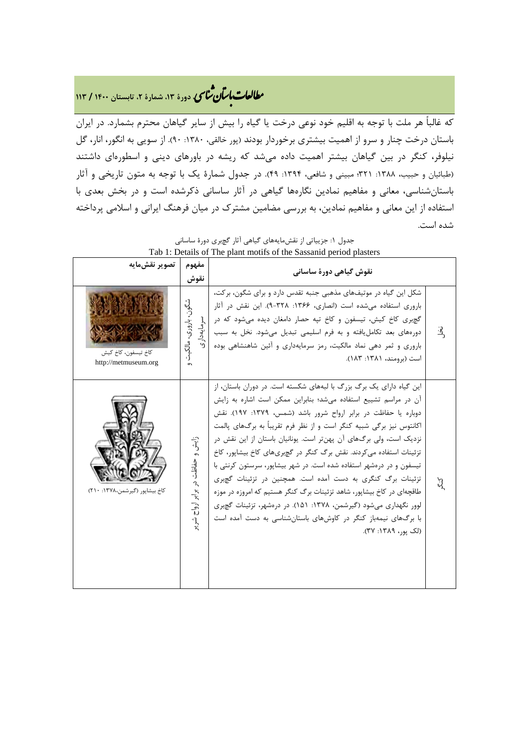که غالباً هر ملت با توجه به اقلیم خود نوعی درخت یا گیاه را بیش از سایر گیاهان محترم بشمارد. در ایران باستان درخت چنار و سرو از اهمیت بیشتری برخوردار بودند (پور خالقی، ۱۳۸۰: ۹۰). از سویی به انگور، انار، گل نیلوفر، کنگر در بین گیاهان بیشتر اهمیت داده می‌شد که ریشه در باورهای دینی و اسطوره‌ای داشتند (طبائیان و حبیب، ۱۳۸۸: ۳۲۱؛ مبینی و شافعی، ۱۳۹۴: ۴۹). در جدول شمارهٔ یک با توجه به متون تاریخی و آثار باستان‌شناسی، معانی و مفاهیم نمادین نگاره‌ها گیاهی در آثار ساسانی ذکرشده است و در بخش بعدی با استفاده از این معانی و مفاهیم نمادین، به بررسی مضامین مشترک در میان فرهنگ ایرانی و اسلامی پرداخته شده است.

جدول ۱: جزییاتی از نقش‌مایه‌های گیاهی آثار گچبری دورهٔ ساسانی

Tab 1: Details of The plant motifs of the Sassanid period plasters

| | نقوش گیاهی دورهٔ ساسانی | مفهوم نقوش | تصویر نقش‌مایه |
|---|---|---|---|
| نخل | شکل این گیاه در موتیف‌های مذهبی جنبه تقدس دارد و برای شگون، برکت، باروری استفاده می‌شده است (انصاری، ۱۳۶۶: ۳۲۸-۹). این نقش در آثار گچبری کاخ کیش، تیسفون و کاخ تپه حصار دامغان دیده می‌شود که در دوره‌های بعد تکامل‌یافته و به فرم اسلیمی تبدیل می‌شود. نخل به سبب باروری و ثمر دهی نماد مالکیت، رمز سرمایه‌داری و آئین شاهنشاهی بوده است (برومند، ۱۳۸۱: ۱۸۳). | شگون، باروری، مالکیت و سرمایه‌داری | کاخ تیسفون، کاخ کیش http://metmuseum.org |
| کنگر | این گیاه دارای یک برگ بزرگ با لبه‌های شکسته است. در دوران باستان، از آن در مراسم تشییع استفاده می‌شد؛ بنابراین ممکن است اشاره به زایش دوباره یا حفاظت در برابر ارواح شرور باشد (شمس، ۱۳۷۹: ۱۹۷). نقش اکانتوس نیز برگی شبیه کنگر است و از نظر فرم تقریباً به برگ‌های پالمت نزدیک است، ولی برگ‌های آن پهن‌تر است. یونانیان باستان از این نقش در تزئینات استفاده می‌کردند. نقش برگ کنگر در گچبری‌های کاخ بیشاپور، کاخ تیسفون و در درەشهر استفاده شده است. در شهر بیشاپور، سرستون کرنتی با تزئینات برگ کنگری به دست آمده است. همچنین در تزئینات گچبری طاقچه‌ای در کاخ بیشاپور، شاهد تزئینات برگ کنگر هستیم که امروزه در موزه لوور نگهداری می‌شود (گیرشمن، ۱۳۷۸: ۱۵۱). در درەشهر، تزئینات گچبری با برگ‌های نیمه‌باز کنگر در کاوش‌های باستان‌شناسی به دست آمده است (لک پور، ۱۳۸۹: ۳۷). | زایش و حفاظت در برابر ارواح شریر | کاخ بیشاپور (گیرشمن،۱۳۷۸: ۲۱۰) |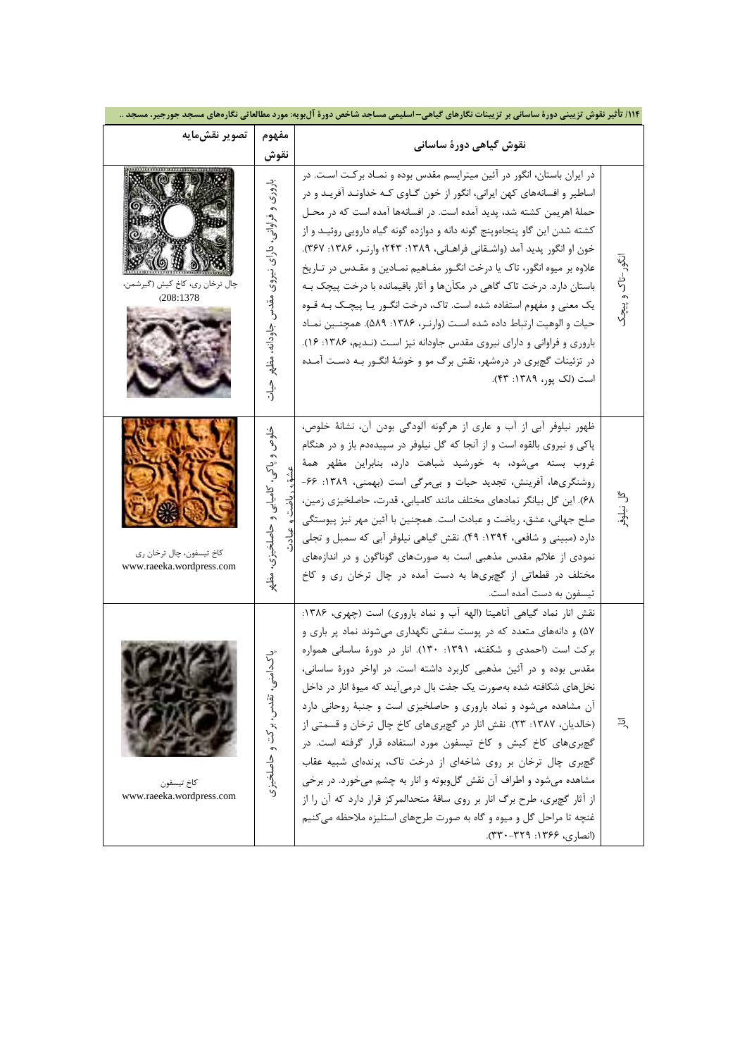| تصویر نقش‌مایه | مفهوم نقوش | نقوش گیاهی دورهٔ ساسانی | |
|---|---|---|---|
| چال ترخان ری، کاخ کیش (گیرشمن، 208:1378) | باروری و فراوانی، دارای نیروی مقدس جاودانه، مظهر حیات | در ایران باستان، انگور در آئین میترایسم مقدس بوده و نماد برکت است. در اساطیر و افسانه‌های کهن ایرانی، انگور از خون گاوی که خداوند آفرید و در حملهٔ اهریمن کشته شد، پدید آمده است. در افسانه‌ها آمده است که در محل کشته شدن این گاو پنجاه‌وپنج گونه دانه و دوازده گونه گیاه دارویی روئید و از خون او انگور پدید آمد (واشقانی فراهانی، ۱۳۸۹: ۲۴۳؛ وارنر، ۱۳۸۶: ۳۶۷). علاوه بر میوه انگور، تاک یا درخت انگور مفاهیم نمادین و مقدس در تاریخ باستان دارد. درخت تاک گاهی در مکان‌ها و آثار باقیمانده با درخت پیچک به یک معنی و مفهوم استفاده شده است. تاک، درخت انگور یا پیچک به قوه حیات و الوهیت ارتباط داده شده است (وارنر، ۱۳۸۶: ۵۸۹). همچنین نماد باروری و فراوانی و دارای نیروی مقدس جاودانه نیز است (ندیم، ۱۳۸۶: ۱۶). در تزئینات گچبری در درمشهر، نقش برگ مو و خوشهٔ انگور به دست آمده است (لک پور، ۱۳۸۹: ۴۳). | انگور-تاک و پیچک |
| کاخ تیسفون، چال ترخان ری www.raeeka.wordpress.com | خلوص و پاکی، کامیابی و حاصلخیزی، مظهر عشق، ریاضت و عبادت | ظهور نیلوفر آبی از آب و عاری از هرگونه آلودگی بودن آن، نشانهٔ خلوص، پاکی و نیروی بالقوه است و از آنجا که گل نیلوفر در سپیده‌دم باز و در هنگام غروب بسته می‌شود، به خورشید شباهت دارد، بنابراین مظهر همهٔ روشنگری‌ها، آفرینش، تجدید حیات و بی‌مرگی است (بهمنی، ۱۳۸۹: ۶۶-۶۸). این گل بیانگر نمادهای مختلف مانند کامیابی، قدرت، حاصلخیزی زمین، صلح جهانی، عشق، ریاضت و عبادت است. همچنین با آئین مهر نیز پیوستگی دارد (مبینی و شافعی، ۱۳۹۴: ۴۹). نقش گیاهی نیلوفر آبی که سمبل و تجلی نمودی از علائم مقدس مذهبی است به صورت‌های گوناگون و در اندازه‌های مختلف در قطعاتی از گچبری‌ها به دست آمده در چال ترخان ری و کاخ تیسفون به دست آمده است. | گل نیلوفر |
| کاخ تیسفون www.raeeka.wordpress.com | پاکدامنی، تقدس، برکت و حاصلخیزی | نقش انار نماد گیاهی آناهیتا (الهه آب و نماد باروری) است (چهری، ۱۳۸۶: ۵۷) و دانه‌های متعدد که در پوست سفتی نگهداری می‌شوند نماد پر باری و برکت است (احمدی و شکفته، ۱۳۹۱: ۱۳۰). انار در دورهٔ ساسانی همواره مقدس بوده و در آئین مذهبی کاربرد داشته است. در اواخر دورهٔ ساسانی، نخل‌های شکافته شده به‌صورت یک جفت بال درمی‌آیند که میوهٔ انار در داخل آن مشاهده می‌شود و نماد باروری و حاصلخیزی است و جنبهٔ روحانی دارد (خالدیان، ۱۳۸۷: ۲۳). نقش انار در گچبری‌های کاخ چال ترخان و قسمتی از گچبری‌های کاخ کیش و کاخ تیسفون مورد استفاده قرار گرفته است. در گچبری چال ترخان بر روی شاخه‌ای از درخت تاک، پرنده‌ای شبیه عقاب مشاهده می‌شود و اطراف آن نقش گل‌وبوته و انار به چشم می‌خورد. در برخی از آثار گچبری، طرح برگ انار بر روی ساقهٔ متحدالمرکز قرار دارد که آن را از غنچه تا مراحل گل و میوه و گاه به صورت طرح‌های استلیزه ملاحظه می‌کنیم (انصاری، ۱۳۶۶: ۳۲۹-۳۳۰). | انار |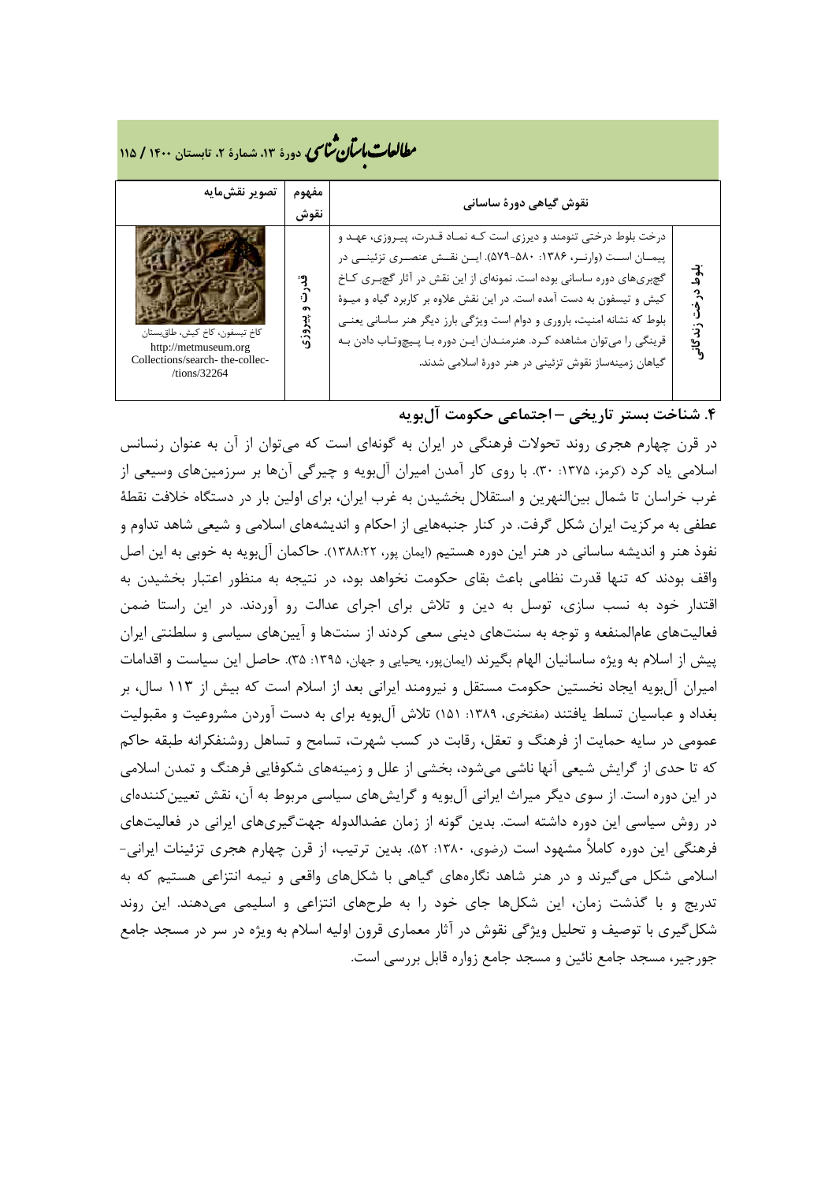| تصویر نقش‌مایه | مفهوم نقوش | نقوش گیاهی دورهٔ ساسانی | |
|---|---|---|---|
| کاخ تیسفون، کاخ کیش، طاق‌بستان http://metmuseum.org Collections/search- the-collec-/tions/32264 | قدرت و پیروزی | درخت بلوط درختی تنومند و دیرزی است کـه نمـاد قـدرت، پیـروزی، عهـد و پیمـان اسـت (وارنـر، ۱۳۸۶: ۵۸۰-۵۷۹). ایـن نقـش عنصـری تزئینـی در گچبری‌های دوره ساسانی بوده است. نمونه‌ای از این نقش در آثار گچبـری کـاخ کیش و تیسفون به دست آمده است. در این نقش علاوه بر کاربرد گیاه و میـوهٔ بلوط که نشانه امنیت، باروری و دوام است ویژگی بارز دیگر هنر ساسانی یعنـی قرینگی را می‌توان مشاهده کـرد. هنرمنـدان ایـن دوره بـا پـیچوتـاب دادن بـه گیاهان زمینه‌ساز نقوش تزئینی در هنر دورهٔ اسلامی شدند. | بلوط درخت زندگانی |

## ۴. شناخت بستر تاریخی – اجتماعی حکومت آل‌بویه

در قرن چهارم هجری روند تحولات فرهنگی در ایران به گونه‌ای است که می‌توان از آن به عنوان رنسانس اسلامی یاد کرد (کرمز، ۱۳۷۵: ۳۰). با روی کار آمدن امیران آل‌بویه و چیرگی آن‌ها بر سرزمین‌های وسیعی از غرب خراسان تا شمال بین‌النهرین و استقلال بخشیدن به غرب ایران، برای اولین بار در دستگاه خلافت نقطهٔ عطفی به مرکزیت ایران شکل گرفت. در کنار جنبه‌هایی از احکام و اندیشه‌های اسلامی و شیعی شاهد تداوم و نفوذ هنر و اندیشه ساسانی در هنر این دوره هستیم (ایمان پور، ۱۳۸۸:۲۲). حاکمان آل‌بویه به خوبی به این اصل واقف بودند که تنها قدرت نظامی باعث بقای حکومت نخواهد بود، در نتیجه به منظور اعتبار بخشیدن به اقتدار خود به نسب سازی، توسل به دین و تلاش برای اجرای عدالت رو آوردند. در این راستا ضمن فعالیت‌های عام‌المنفعه و توجه به سنت‌های دینی سعی کردند از سنت‌ها و آیین‌های سیاسی و سلطنتی ایران پیش از اسلام به ویژه ساسانیان الهام بگیرند (ایمان‌پور، یحیایی و جهان، ۱۳۹۵: ۳۵). حاصل این سیاست و اقدامات امیران آل‌بویه ایجاد نخستین حکومت مستقل و نیرومند ایرانی بعد از اسلام است که بیش از ۱۱۳ سال، بر بغداد و عباسیان تسلط یافتند (مفتخری، ۱۳۸۹: ۱۵۱) تلاش آل‌بویه برای به دست آوردن مشروعیت و مقبولیت عمومی در سایه حمایت از فرهنگ و تعقل، رقابت در کسب شهرت، تسامح و تساهل روشنفکرانه طبقه حاکم که تا حدی از گرایش شیعی آنها ناشی می‌شود، بخشی از علل و زمینه‌های شکوفایی فرهنگ و تمدن اسلامی در این دوره است. از سوی دیگر میراث ایرانی آل‌بویه و گرایش‌های سیاسی مربوط به آن، نقش تعیین‌کننده‌ای در روش سیاسی این دوره داشته است. بدین گونه از زمان عضدالدوله جهت‌گیری‌های ایرانی در فعالیت‌های فرهنگی این دوره کاملاً مشهود است (رضوی، ۱۳۸۰: ۵۲). بدین ترتیب، از قرن چهارم هجری تزئینات ایرانی-اسلامی شکل می‌گیرند و در هنر شاهد نگاره‌های گیاهی با شکل‌های واقعی و نیمه انتزاعی هستیم که به تدریج و با گذشت زمان، این شکل‌ها جای خود را به طرح‌های انتزاعی و اسلیمی می‌دهند. این روند شکل‌گیری با توصیف و تحلیل ویژگی نقوش در آثار معماری قرون اولیه اسلام به ویژه در سر در مسجد جامع جورجیر، مسجد جامع نائین و مسجد جامع زواره قابل بررسی است.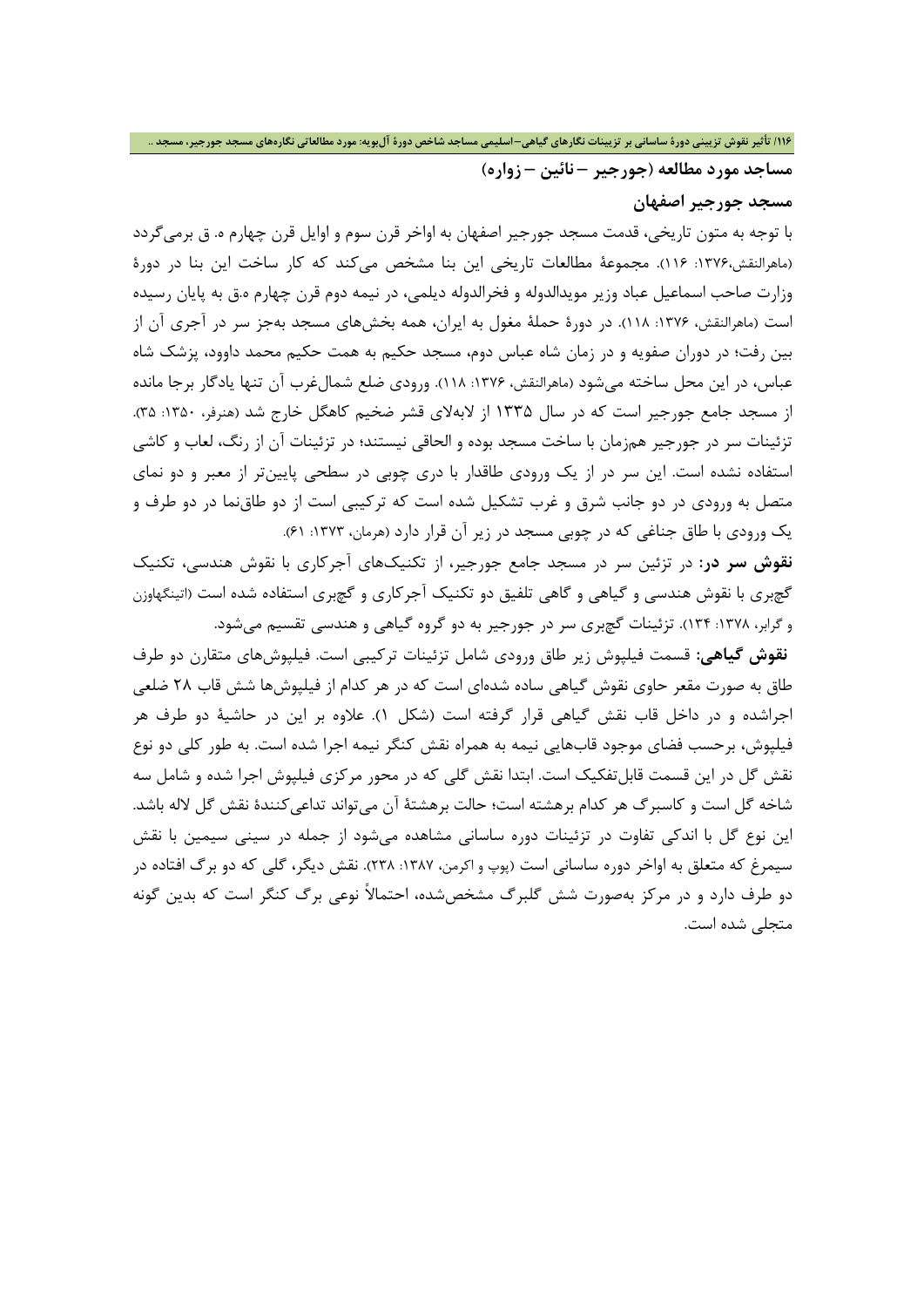### مساجد مورد مطالعه (جورجیر – نائین – زواره)

### مسجد جورجیر اصفهان

با توجه به متون تاریخی، قدمت مسجد جورجیر اصفهان به اواخر قرن سوم و اوایل قرن چهارم ه. ق برمی‌گردد (ماهرالنقش،۱۳۷۶: ۱۱۶). مجموعهٔ مطالعات تاریخی این بنا مشخص می‌کند که کار ساخت این بنا در دورهٔ وزارت صاحب اسماعیل عباد وزیر مویدالدوله و فخرالدوله دیلمی، در نیمه دوم قرن چهارم ه.ق به پایان رسیده است (ماهرالنقش، ۱۳۷۶: ۱۱۸). در دورهٔ حملهٔ مغول به ایران، همه بخش‌های مسجد به‌جز سر در آجری آن از بین رفت؛ در دوران صفویه و در زمان شاه عباس دوم، مسجد حکیم به همت حکیم محمد داوود، پزشک شاه عباس، در این محل ساخته می‌شود (ماهرالنقش، ۱۳۷۶: ۱۱۸). ورودی ضلع شمال‌غرب آن تنها یادگار برجا مانده از مسجد جامع جورجیر است که در سال ۱۳۳۵ از لابه‌لای قشر ضخیم کاهگل خارج شد (هنرفر، ۱۳۵۰: ۳۵). تزئینات سر در جورجیر هم‌زمان با ساخت مسجد بوده و الحاقی نیستند؛ در تزئینات آن از رنگ، لعاب و کاشی استفاده نشده است. این سر در از یک ورودی طاقدار با دری چوبی در سطحی پایین‌تر از معبر و دو نمای متصل به ورودی در دو جانب شرق و غرب تشکیل شده است که ترکیبی است از دو طاق‌نما در دو طرف و یک ورودی با طاق جناغی که در چوبی مسجد در زیر آن قرار دارد (هرمان، ۱۳۷۳: ۶۱).

**نقوش سر در:** در تزئین سر در مسجد جامع جورجیر، از تکنیک‌های آجرکاری با نقوش هندسی، تکنیک گچبری با نقوش هندسی و گیاهی و گاهی تلفیق دو تکنیک آجرکاری و گچبری استفاده شده است (اتینگهاوزن و گرابر، ۱۳۷۸: ۱۳۴). تزئینات گچبری سر در جورجیر به دو گروه گیاهی و هندسی تقسیم می‌شود.

**نقوش گیاهی:** قسمت فیلپوش زیر طاق ورودی شامل تزئینات ترکیبی است. فیلپوش‌های متقارن دو طرف طاق به صورت مقعر حاوی نقوش گیاهی ساده شده‌ای است که در هر کدام از فیلپوش‌ها شش قاب ۲۸ ضلعی اجراشده و در داخل قاب نقش گیاهی قرار گرفته است (شکل ۱). علاوه بر این در حاشیهٔ دو طرف هر فیلپوش، برحسب فضای موجود قاب‌هایی نیمه به همراه نقش کنگر نیمه اجرا شده است. به طور کلی دو نوع نقش گل در این قسمت قابل‌تفکیک است. ابتدا نقش گلی که در محور مرکزی فیلپوش اجرا شده و شامل سه شاخه گل است و کاسبرگ هر کدام برهشته است؛ حالت برهشتهٔ آن می‌تواند تداعی‌کنندهٔ نقش گل لاله باشد. این نوع گل با اندکی تفاوت در تزئینات دوره ساسانی مشاهده می‌شود از جمله در سینی سیمین با نقش سیمرغ که متعلق به اواخر دوره ساسانی است (پوپ و اکرمن، ۱۳۸۷: ۲۳۸). نقش دیگر، گلی که دو برگ افتاده در دو طرف دارد و در مرکز به‌صورت شش گلبرگ مشخص‌شده، احتمالاً نوعی برگ کنگر است که بدین گونه متجلی شده است.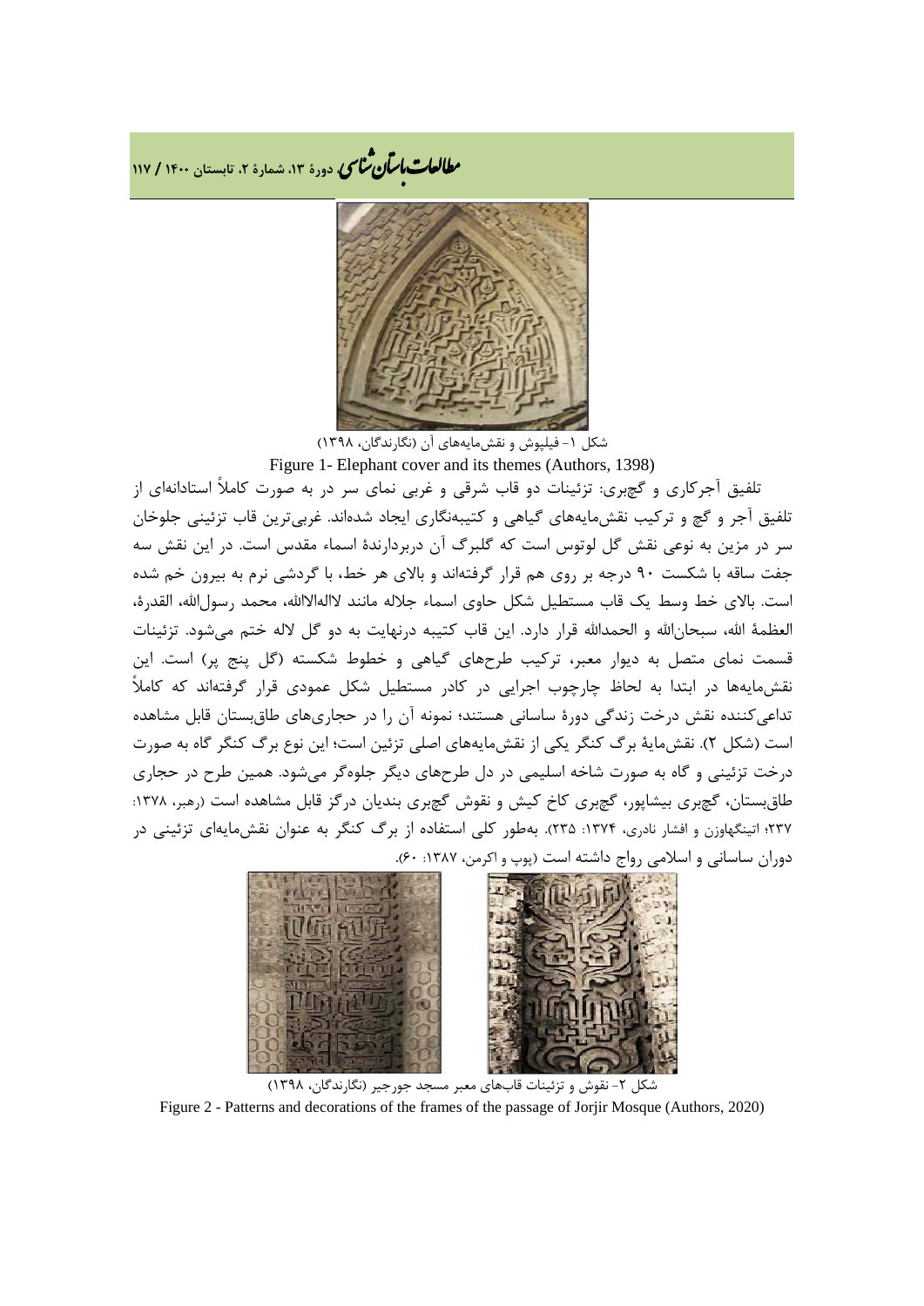شکل ۱- فیلپوش و نقش‌مایه‌های آن (نگارندگان، ۱۳۹۸)

Figure 1- Elephant cover and its themes (Authors, 1398)

تلفیق آجرکاری و گچبری: تزئینات دو قاب شرقی و غربی نمای سر در به صورت کاملاً استادانه‌ای از تلفیق آجر و گچ و ترکیب نقش‌مایه‌های گیاهی و کتیبه‌نگاری ایجاد شده‌اند. غربی‌ترین قاب تزئینی جلوخان سر در مزین به نوعی نقش گل لوتوس است که گلبرگ آن دربردارندهٔ اسماء مقدس است. در این نقش سه جفت ساقه با شکست ۹۰ درجه بر روی هم قرار گرفته‌اند و بالای هر خط، با گردشی نرم به بیرون خم شده است. بالای خط وسط یک قاب مستطیل شکل حاوی اسماء جلاله مانند لااله‌الاالله، محمد رسول‌الله، القدرة، العظمة الله، سبحان‌الله و الحمدالله قرار دارد. این قاب کتیبه درنهایت به دو گل لاله ختم می‌شود. تزئینات قسمت نمای متصل به دیوار معبر، ترکیب طرح‌های گیاهی و خطوط شکسته (گل پنج پر) است. این نقش‌مایه‌ها در ابتدا به لحاظ چارچوب اجرایی در کادر مستطیل شکل عمودی قرار گرفته‌اند که کاملاً تداعی‌کننده نقش درخت زندگی دورهٔ ساسانی هستند؛ نمونه آن را در حجاری‌های طاق‌بستان قابل مشاهده است (شکل ۲). نقش‌مایهٔ برگ کنگر یکی از نقش‌مایه‌های اصلی تزئین است؛ این نوع برگ کنگر گاه به صورت درخت تزئینی و گاه به صورت شاخه اسلیمی در دل طرح‌های دیگر جلوه‌گر می‌شود. همین طرح در حجاری طاق‌بستان، گچبری بیشاپور، گچبری کاخ کیش و نقوش گچبری بندیان درگز قابل مشاهده است (رهبر، ۱۳۷۸: ۲۳۷؛ اتینگهاوزن و افشار نادری، ۱۳۷۴: ۲۳۵). به‌طور کلی استفاده از برگ کنگر به عنوان نقش‌مایه‌ای تزئینی در دوران ساسانی و اسلامی رواج داشته است (پوپ و اکرمن، ۱۳۸۷: ۶۰).

شکل ۲- نقوش و تزئینات قاب‌های معبر مسجد جورجیر (نگارندگان، ۱۳۹۸)

Figure 2 - Patterns and decorations of the frames of the passage of Jorjir Mosque (Authors, 2020)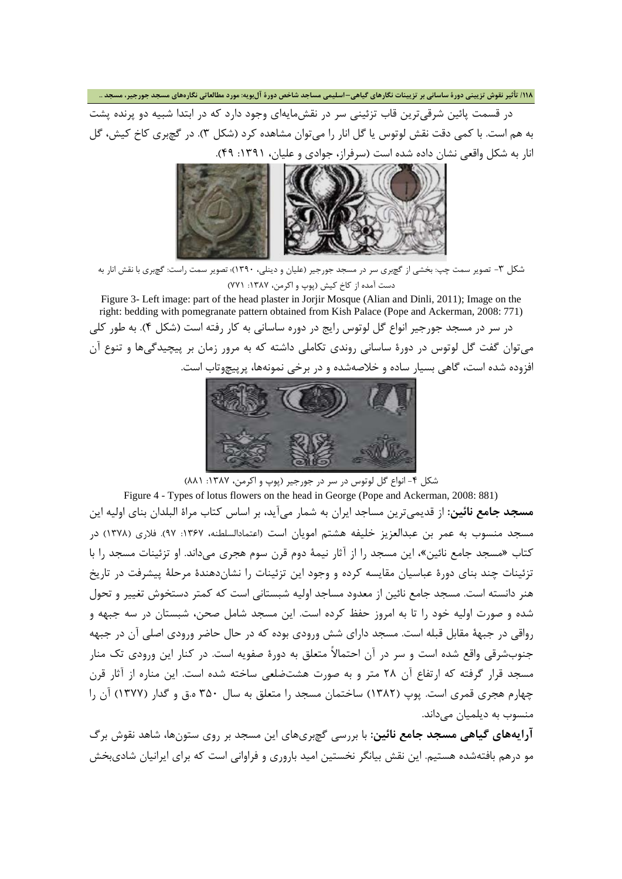در قسمت پائین شرقی‌ترین قاب تزئینی سر در نقش‌مایه‌ای وجود دارد که در ابتدا شبیه دو پرنده پشت به هم است. با کمی دقت نقش لوتوس یا گل انار را می‌توان مشاهده کرد (شکل ۳). در گچبری کاخ کیش، گل انار به شکل واقعی نشان داده شده است (سرفراز، جوادی و علیان، ۱۳۹۱: ۴۹).

شکل ۳- تصویر سمت چپ: بخشی از گچبری سر در مسجد جورجیر (علیان و دینلی، ۱۳۹۰)؛ تصویر سمت راست: گچبری با نقش انار به دست آمده از کاخ کیش (پوپ و اکرمن، ۱۳۸۷: ۷۷۱)

Figure 3- Left image: part of the head plaster in Jorjir Mosque (Alian and Dinli, 2011); Image on the right: bedding with pomegranate pattern obtained from Kish Palace (Pope and Ackerman, 2008: 771)

در سر در مسجد جورجیر انواع گل لوتوس رایج در دوره ساسانی به کار رفته است (شکل ۴). به طور کلی می‌توان گفت گل لوتوس در دورهٔ ساسانی روندی تکاملی داشته که به مرور زمان بر پیچیدگی‌ها و تنوع آن افزوده شده است، گاهی بسیار ساده و خلاصه‌شده و در برخی نمونه‌ها، پرپیچ‌وتاب است.

شکل ۴- انواع گل لوتوس در سر در جورجیر (پوپ و اکرمن، ۱۳۸۷: ۸۸۱)

Figure 4 - Types of lotus flowers on the head in George (Pope and Ackerman, 2008: 881)

**مسجد جامع نائین:** از قدیمی‌ترین مساجد ایران به شمار می‌آید، بر اساس کتاب مراة البلدان بنای اولیه این مسجد منسوب به عمر بن عبدالعزیز خلیفه هشتم امویان است (اعتمادالسلطنه، ۱۳۶۷: ۹۷). فلاری (۱۳۷۸) در کتاب «مسجد جامع نائین»، این مسجد را از آثار نیمهٔ دوم قرن سوم هجری می‌داند. او تزئینات مسجد را با تزئینات چند بنای دورهٔ عباسیان مقایسه کرده و وجود این تزئینات را نشان‌دهندهٔ مرحلهٔ پیشرفت در تاریخ هنر دانسته است. مسجد جامع نائین از معدود مساجد اولیه شبستانی است که کمتر دستخوش تغییر و تحول شده و صورت اولیه خود را تا به امروز حفظ کرده است. این مسجد شامل صحن، شبستان در سه جبهه و رواقی در جبههٔ مقابل قبله است. مسجد دارای شش ورودی بوده که در حال حاضر ورودی اصلی آن در جبهه جنوب‌شرقی واقع شده است و سر در آن احتمالاً متعلق به دورهٔ صفویه است. در کنار این ورودی تک منار مسجد قرار گرفته که ارتفاع آن ۲۸ متر و به صورت هشت‌ضلعی ساخته شده است. این مناره از آثار قرن چهارم هجری قمری است. پوپ (۱۳۸۲) ساختمان مسجد را متعلق به سال ۳۵۰ ه.ق و گدار (۱۳۷۷) آن را منسوب به دیلمیان می‌داند.

**آرایه‌های گیاهی مسجد جامع نائین:** با بررسی گچبری‌های این مسجد بر روی ستون‌ها، شاهد نقوش برگ مو درهم بافته‌شده هستیم. این نقش بیانگر نخستین امید باروری و فراوانی است که برای ایرانیان شادی‌بخش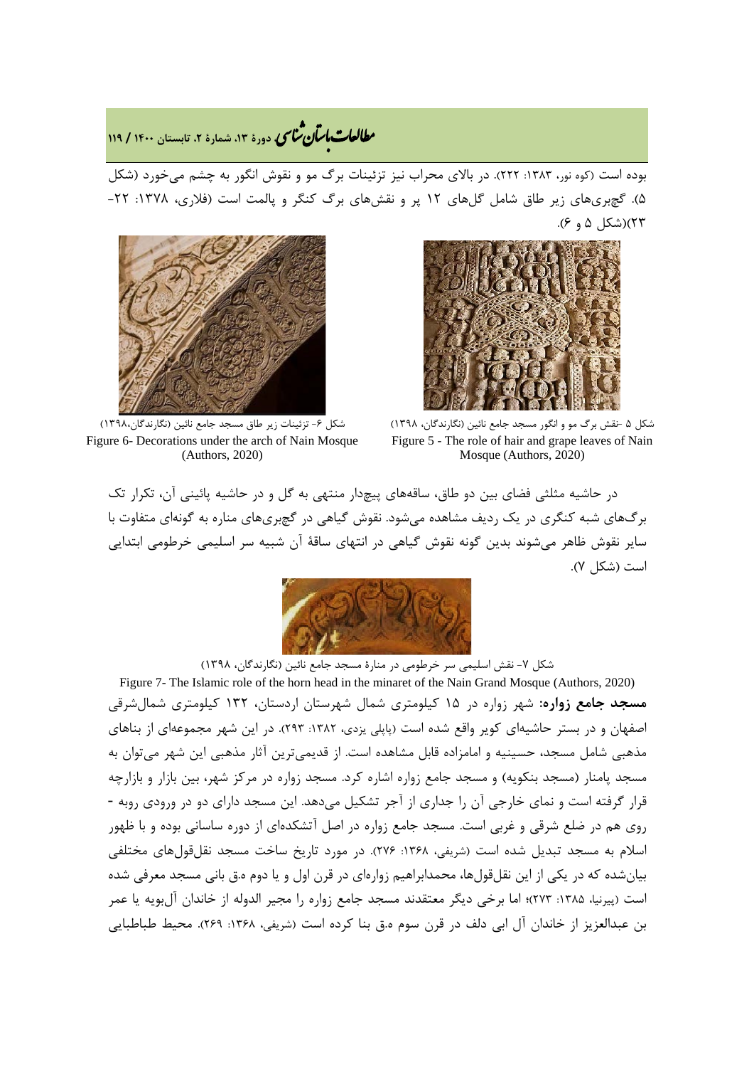بوده است (کوه نور، ۱۳۸۳: ۲۲۲). در بالای محراب نیز تزئینات برگ مو و نقوش انگور به چشم می‌خورد (شکل ۵). گچبری‌های زیر طاق شامل گل‌های ۱۲ پر و نقش‌های برگ کنگر و پالمت است (فلاری، ۱۳۷۸: ۲۲-۲۳)(شکل ۵ و ۶).

شکل ۵ -نقش برگ مو و انگور مسجد جامع نائین (نگارندگان، ۱۳۹۸)
Figure 5 - The role of hair and grape leaves of Nain Mosque (Authors, 2020)

شکل ۶- تزئینات زیر طاق مسجد جامع نائین (نگارندگان،۱۳۹۸)
Figure 6- Decorations under the arch of Nain Mosque (Authors, 2020)

در حاشیه مثلثی فضای بین دو طاق، ساقه‌های پیچدار منتهی به گل و در حاشیه پائینی آن، تکرار تک برگ‌های شبه کنگری در یک ردیف مشاهده می‌شود. نقوش گیاهی در گچبری‌های مناره به گونه‌ای متفاوت با سایر نقوش ظاهر می‌شوند بدین گونه نقوش گیاهی در انتهای ساقهٔ آن شبیه سر اسلیمی خرطومی ابتدایی است (شکل ۷).

شکل ۷- نقش اسلیمی سر خرطومی در منارهٔ مسجد جامع نائین (نگارندگان، ۱۳۹۸)
Figure 7- The Islamic role of the horn head in the minaret of the Nain Grand Mosque (Authors, 2020)

**مسجد جامع زواره:** شهر زواره در ۱۵ کیلومتری شمال شهرستان اردستان، ۱۳۲ کیلومتری شمال‌شرقی اصفهان و در بستر حاشیه‌ای کویر واقع شده است (پاپلی یزدی، ۱۳۸۲: ۲۹۳). در این شهر مجموعه‌ای از بناهای مذهبی شامل مسجد، حسینیه و امامزاده قابل مشاهده است. از قدیمی‌ترین آثار مذهبی این شهر می‌توان به مسجد پامنار (مسجد بنکویه) و مسجد جامع زواره اشاره کرد. مسجد زواره در مرکز شهر، بین بازار و بازارچه قرار گرفته است و نمای خارجی آن را جداری از آجر تشکیل می‌دهد. این مسجد دارای دو در ورودی روبه - روی هم در ضلع شرقی و غربی است. مسجد جامع زواره در اصل آتشکده‌ای از دوره ساسانی بوده و با ظهور اسلام به مسجد تبدیل شده است (شریفی، ۱۳۶۸: ۲۷۶). در مورد تاریخ ساخت مسجد نقل‌قول‌های مختلفی بیان‌شده که در یکی از این نقل‌قول‌ها، محمدابراهیم زواره‌ای در قرن اول و یا دوم ه.ق بانی مسجد معرفی شده است (پیرنیا، ۱۳۸۵: ۲۷۳)؛ اما برخی دیگر معتقدند مسجد جامع زواره را مجیر الدوله از خاندان آل‌بویه یا عمر بن عبدالعزیز از خاندان آل ابی دلف در قرن سوم ه.ق بنا کرده است (شریفی، ۱۳۶۸: ۲۶۹). محیط طباطبایی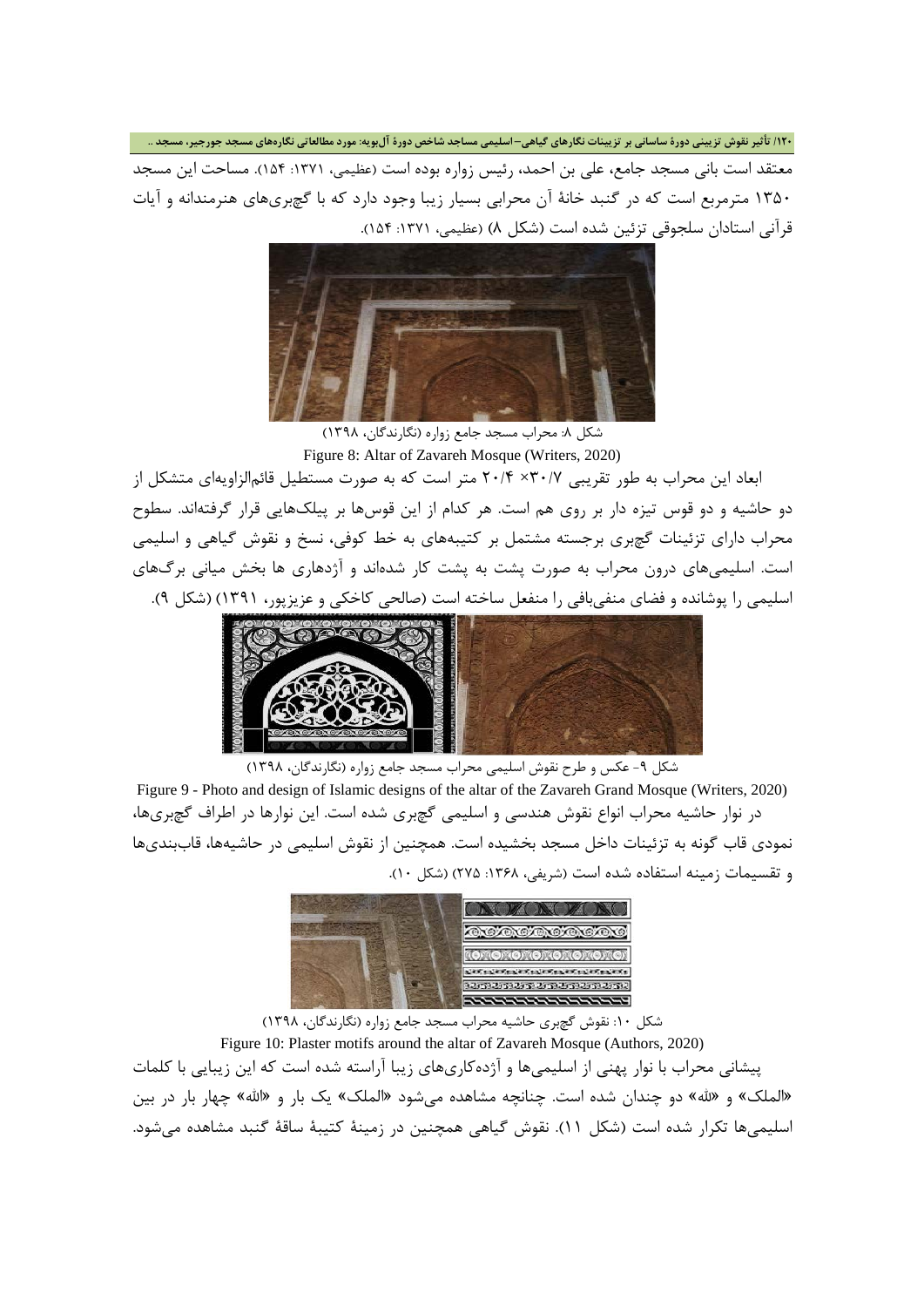معتقد است بانی مسجد جامع، علی بن احمد، رئیس زواره بوده است (عظیمی، ۱۳۷۱: ۱۵۴). مساحت این مسجد ۱۳۵۰ مترمربع است که در گنبد خانهٔ آن محرابی بسیار زیبا وجود دارد که با گچبری‌های هنرمندانه و آیات قرآنی استادان سلجوقی تزئین شده است (شکل ۸) (عظیمی، ۱۳۷۱: ۱۵۴).

شکل ۸: محراب مسجد جامع زواره (نگارندگان، ۱۳۹۸)

Figure 8: Altar of Zavareh Mosque (Writers, 2020)

ابعاد این محراب به طور تقریبی ۳۰/۷× ۲۰/۴ متر است که به صورت مستطیل قائم‌الزاویه‌ای متشکل از دو حاشیه و دو قوس تیزه دار بر روی هم است. هر کدام از این قوس‌ها بر پیلک‌هایی قرار گرفته‌اند. سطوح محراب دارای تزئینات گچبری برجسته مشتمل بر کتیبه‌های به خط کوفی، نسخ و نقوش گیاهی و اسلیمی است. اسلیمی‌های درون محراب به صورت پشت به پشت کار شده‌اند و آژدهاری ها بخش میانی برگ‌های اسلیمی را پوشانده و فضای منفی‌بافی را منفعل ساخته است (صالحی کاخکی و عزیزپور، ۱۳۹۱) (شکل ۹).

شکل ۹- عکس و طرح نقوش اسلیمی محراب مسجد جامع زواره (نگارندگان، ۱۳۹۸)

Figure 9 - Photo and design of Islamic designs of the altar of the Zavareh Grand Mosque (Writers, 2020)

در نوار حاشیه محراب انواع نقوش هندسی و اسلیمی گچبری شده است. این نوارها در اطراف گچبری‌ها، نمودی قاب گونه به تزئینات داخل مسجد بخشیده است. همچنین از نقوش اسلیمی در حاشیه‌ها، قاب‌بندی‌ها و تقسیمات زمینه استفاده شده است (شریفی، ۱۳۶۸: ۲۷۵) (شکل ۱۰).

شکل ۱۰: نقوش گچبری حاشیه محراب مسجد جامع زواره (نگارندگان، ۱۳۹۸)

Figure 10: Plaster motifs around the altar of Zavareh Mosque (Authors, 2020)

پیشانی محراب با نوار پهنی از اسلیمی‌ها و آژده‌کاری‌های زیبا آراسته شده است که این زیبایی با کلمات «الملک» و «لله» دو چندان شده است. چنانچه مشاهده می‌شود «الملک» یک بار و «الله» چهار بار در بین اسلیمی‌ها تکرار شده است (شکل ۱۱). نقوش گیاهی همچنین در زمینهٔ کتیبهٔ ساقهٔ گنبد مشاهده می‌شود.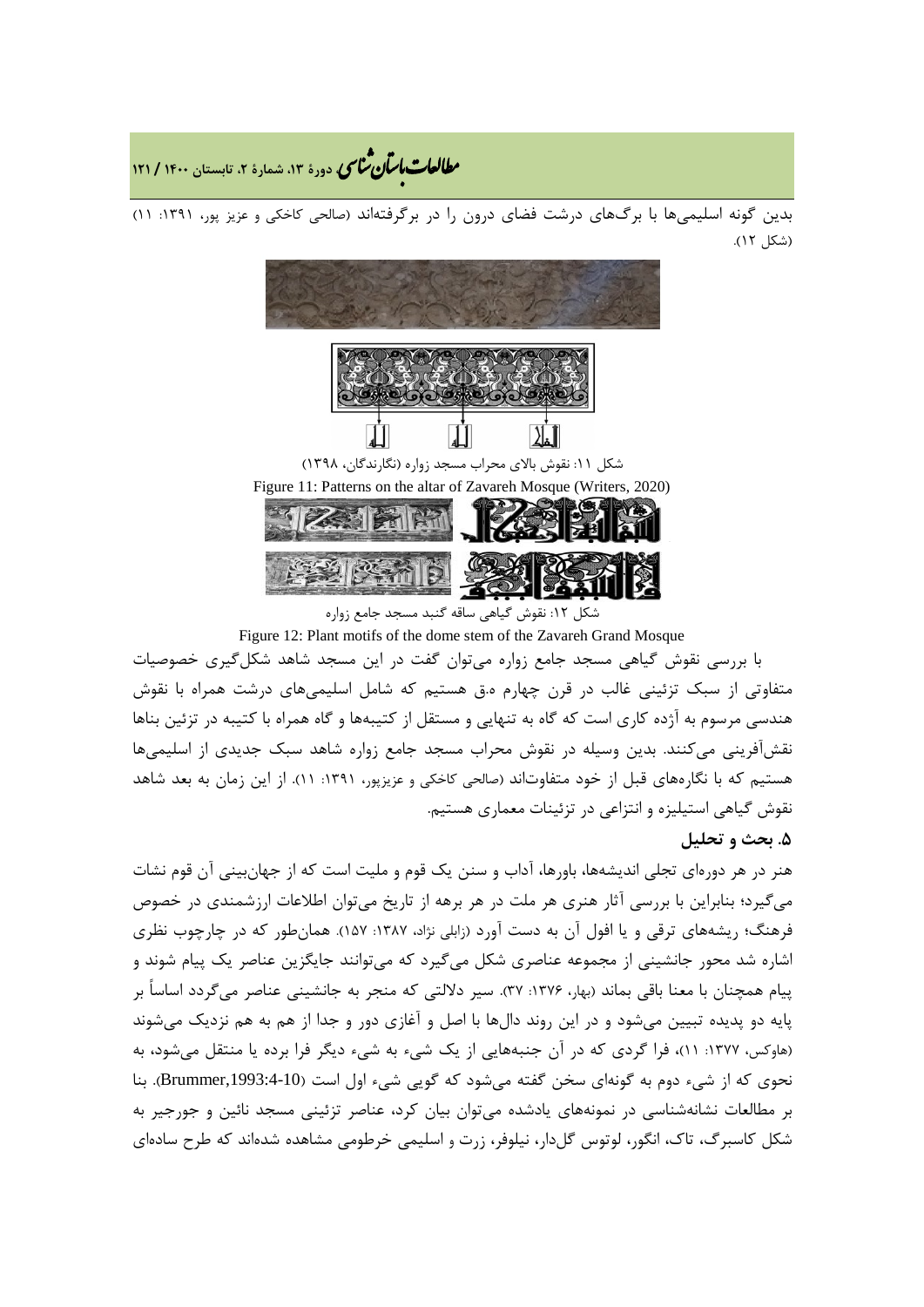بدین گونه اسلیمی‌ها با برگ‌های درشت فضای درون را در برگرفته‌اند (صالحی کاخکی و عزیز پور، ۱۳۹۱: ۱۱) (شکل ۱۲).

شکل ۱۱: نقوش بالای محراب مسجد زواره (نگارندگان، ۱۳۹۸)

Figure 11: Patterns on the altar of Zavareh Mosque (Writers, 2020)

شکل ۱۲: نقوش گیاهی ساقه گنبد مسجد جامع زواره

Figure 12: Plant motifs of the dome stem of the Zavareh Grand Mosque

با بررسی نقوش گیاهی مسجد جامع زواره می‌توان گفت در این مسجد شاهد شکل‌گیری خصوصیات متفاوتی از سبک تزئینی غالب در قرن چهارم ه.ق هستیم که شامل اسلیمی‌های درشت همراه با نقوش هندسی مرسوم به آژده کاری است که گاه به تنهایی و مستقل از کتیبه‌ها و گاه همراه با کتیبه در تزئین بناها نقش‌آفرینی می‌کنند. بدین وسیله در نقوش محراب مسجد جامع زواره شاهد سبک جدیدی از اسلیمی‌ها هستیم که با نگاره‌های قبل از خود متفاوت‌اند (صالحی کاخکی و عزیزپور، ۱۳۹۱: ۱۱). از این زمان به بعد شاهد نقوش گیاهی استیلیزه و انتزاعی در تزئینات معماری هستیم.

### ۵. بحث و تحلیل

هنر در هر دوره‌ای تجلی اندیشه‌ها، باورها، آداب و سنن یک قوم و ملیت است که از جهان‌بینی آن قوم نشات می‌گیرد؛ بنابراین با بررسی آثار هنری هر ملت در هر برهه از تاریخ می‌توان اطلاعات ارزشمندی در خصوص فرهنگ؛ ریشه‌های ترقی و یا افول آن به دست آورد (زابلی نژاد، ۱۳۸۷: ۱۵۷). همان‌طور که در چارچوب نظری اشاره شد محور جانشینی از مجموعه عناصری شکل می‌گیرد که می‌توانند جایگزین عناصر یک پیام شوند و پیام همچنان با معنا باقی بماند (بهار، ۱۳۷۶: ۳۷). سیر دلالتی که منجر به جانشینی عناصر می‌گردد اساساً بر پایه دو پدیده تبیین می‌شود و در این روند دال‌ها با اصل و آغازی دور و جدا از هم به هم نزدیک می‌شوند (هاوکس، ۱۳۷۷: ۱۱)، فرا گردی که در آن جنبه‌هایی از یک شیء به شیء دیگر فرا برده یا منتقل می‌شود، به نحوی که از شیء دوم به گونه‌ای سخن گفته می‌شود که گویی شیء اول است (Brummer,1993:4-10). بنا بر مطالعات نشانه‌شناسی در نمونه‌های یادشده می‌توان بیان کرد، عناصر تزئینی مسجد نائین و جورجیر به شکل کاسبرگ، تاک، انگور، لوتوس گل‌دار، نیلوفر، زرت و اسلیمی خرطومی مشاهده شده‌اند که طرح ساده‌ای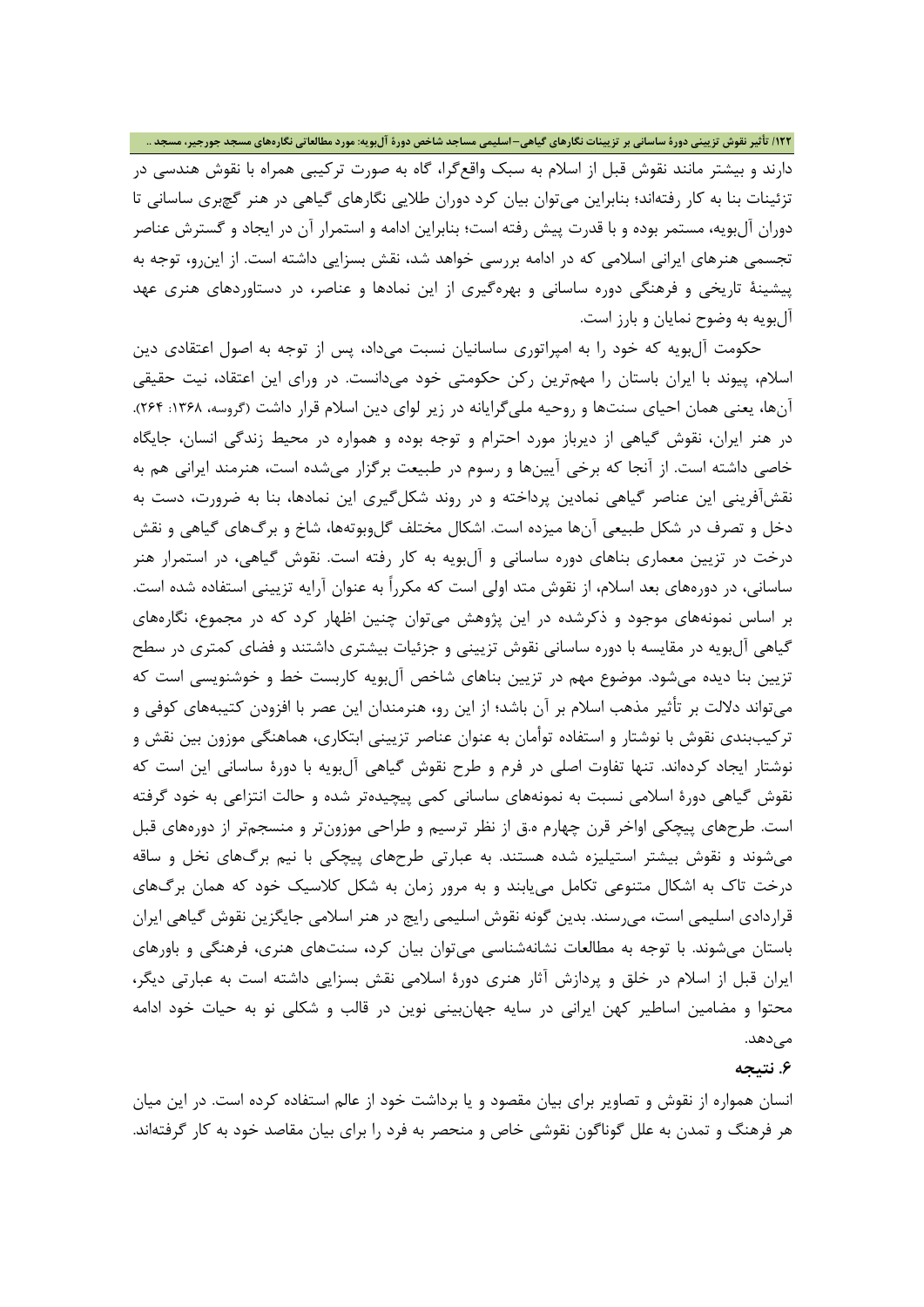دارند و بیشتر مانند نقوش قبل از اسلام به سبک واقع‌گرا، گاه به صورت ترکیبی همراه با نقوش هندسی در تزئینات بنا به کار رفته‌اند؛ بنابراین می‌توان بیان کرد دوران طلایی نگارهای گیاهی در هنر گچبری ساسانی تا دوران آل‌بویه، مستمر بوده و با قدرت پیش رفته است؛ بنابراین ادامه و استمرار آن در ایجاد و گسترش عناصر تجسمی هنرهای ایرانی اسلامی که در ادامه بررسی خواهد شد، نقش بسزایی داشته است. از این‌رو، توجه به پیشینهٔ تاریخی و فرهنگی دوره ساسانی و بهره‌گیری از این نمادها و عناصر، در دستاوردهای هنری عهد آل‌بویه به وضوح نمایان و بارز است.

حکومت آل‌بویه که خود را به امپراتوری ساسانیان نسبت می‌داد، پس از توجه به اصول اعتقادی دین اسلام، پیوند با ایران باستان را مهم‌ترین رکن حکومتی خود می‌دانست. در ورای این اعتقاد، نیت حقیقی آن‌ها، یعنی همان احیای سنت‌ها و روحیه ملی‌گرایانه در زیر لوای دین اسلام قرار داشت (گروسه، ۱۳۶۸: ۲۶۴). در هنر ایران، نقوش گیاهی از دیرباز مورد احترام و توجه بوده و همواره در محیط زندگی انسان، جایگاه خاصی داشته است. از آنجا که برخی آیین‌ها و رسوم در طبیعت برگزار می‌شده است، هنرمند ایرانی هم به نقش‌آفرینی این عناصر گیاهی نمادین پرداخته و در روند شکل‌گیری این نمادها، بنا به ضرورت، دست به دخل و تصرف در شکل طبیعی آن‌ها میزده است. اشکال مختلف گل‌وبوته‌ها، شاخ و برگ‌های گیاهی و نقش درخت در تزیین معماری بناهای دوره ساسانی و آل‌بویه به کار رفته است. نقوش گیاهی، در استمرار هنر ساسانی، در دوره‌های بعد اسلام، از نقوش متد اولی است که مکرراً به عنوان آرایه تزیینی استفاده شده است. بر اساس نمونه‌های موجود و ذکرشده در این پژوهش می‌توان چنین اظهار کرد که در مجموع، نگاره‌های گیاهی آل‌بویه در مقایسه با دوره ساسانی نقوش تزیینی و جزئیات بیشتری داشتند و فضای کمتری در سطح تزیین بنا دیده می‌شود. موضوع مهم در تزیین بناهای شاخص آل‌بویه کاربست خط و خوشنویسی است که می‌تواند دلالت بر تأثیر مذهب اسلام بر آن باشد؛ از این رو، هنرمندان این عصر با افزودن کتیبه‌های کوفی و ترکیب‌بندی نقوش با نوشتار و استفاده توأمان به عنوان عناصر تزیینی ابتکاری، هماهنگی موزون بین نقش و نوشتار ایجاد کرده‌اند. تنها تفاوت اصلی در فرم و طرح نقوش گیاهی آل‌بویه با دورهٔ ساسانی این است که نقوش گیاهی دورهٔ اسلامی نسبت به نمونه‌های ساسانی کمی پیچیده‌تر شده و حالت انتزاعی به خود گرفته است. طرح‌های پیچکی اواخر قرن چهارم ه.ق از نظر ترسیم و طراحی موزون‌تر و منسجم‌تر از دوره‌های قبل می‌شوند و نقوش بیشتر استیلیزه شده هستند. به عبارتی طرح‌های پیچکی با نیم برگ‌های نخل و ساقه درخت تاک به اشکال متنوعی تکامل می‌یابند و به مرور زمان به شکل کلاسیک خود که همان برگ‌های قراردادی اسلیمی است، می‌رسند. بدین گونه نقوش اسلیمی رایج در هنر اسلامی جایگزین نقوش گیاهی ایران باستان می‌شوند. با توجه به مطالعات نشانه‌شناسی می‌توان بیان کرد، سنت‌های هنری، فرهنگی و باورهای ایران قبل از اسلام در خلق و پردازش آثار هنری دورهٔ اسلامی نقش بسزایی داشته است به عبارتی دیگر، محتوا و مضامین اساطیر کهن ایرانی در سایه جهان‌بینی نوین در قالب و شکلی نو به حیات خود ادامه می‌دهد.

### ۶. نتیجه

انسان همواره از نقوش و تصاویر برای بیان مقصود و یا برداشت خود از عالم استفاده کرده است. در این میان هر فرهنگ و تمدن به علل گوناگون نقوشی خاص و منحصر به فرد را برای بیان مقاصد خود به کار گرفته‌اند.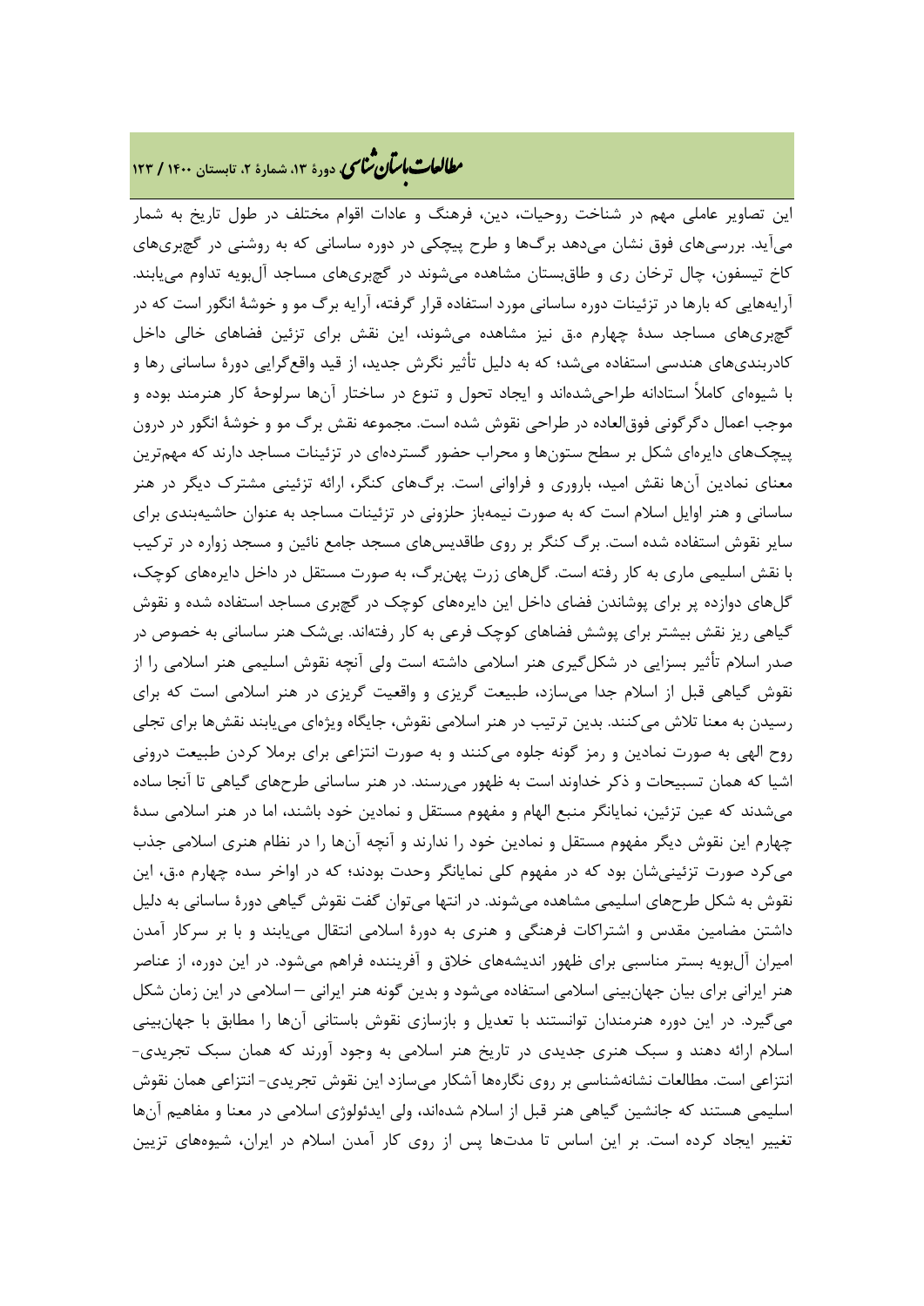این تصاویر عاملی مهم در شناخت روحیات، دین، فرهنگ و عادات اقوام مختلف در طول تاریخ به شمار می‌آید. بررسی‌های فوق نشان می‌دهد برگ‌ها و طرح پیچکی در دوره ساسانی که به روشنی در گچبری‌های کاخ تیسفون، چال ترخان ری و طاق‌بستان مشاهده می‌شوند در گچبری‌های مساجد آل‌بویه تداوم می‌یابند. آرایه‌هایی که بارها در تزئینات دوره ساسانی مورد استفاده قرار گرفته، آرایه برگ مو و خوشهٔ انگور است که در گچبری‌های مساجد سدهٔ چهارم ه.ق نیز مشاهده می‌شوند، این نقش برای تزئین فضاهای خالی داخل کادربندی‌های هندسی استفاده می‌شد؛ که به دلیل تأثیر نگرش جدید، از قید واقع‌گرایی دورهٔ ساسانی رها و با شیوه‌ای کاملاً استادانه طراحی‌شده‌اند و ایجاد تحول و تنوع در ساختار آن‌ها سرلوحهٔ کار هنرمند بوده و موجب اعمال دگرگونی فوق‌العاده در طراحی نقوش شده است. مجموعه نقش برگ مو و خوشهٔ انگور در درون پیچک‌های دایره‌ای شکل بر سطح ستون‌ها و محراب حضور گسترده‌ای در تزئینات مساجد دارند که مهم‌ترین معنای نمادین آن‌ها نقش امید، باروری و فراوانی است. برگ‌های کنگر، ارائه تزئینی مشترک دیگر در هنر ساسانی و هنر اوایل اسلام است که به صورت نیمه‌باز حلزونی در تزئینات مساجد به عنوان حاشیه‌بندی برای سایر نقوش استفاده شده است. برگ کنگر بر روی طاقدیس‌های مسجد جامع نائین و مسجد زواره در ترکیب با نقش اسلیمی ماری به کار رفته است. گل‌های زرت پهن‌برگ، به صورت مستقل در داخل دایره‌های کوچک، گل‌های دوازده پر برای پوشاندن فضای داخل این دایره‌های کوچک در گچبری مساجد استفاده شده و نقوش گیاهی ریز نقش بیشتر برای پوشش فضاهای کوچک فرعی به کار رفته‌اند. بی‌شک هنر ساسانی به خصوص در صدر اسلام تأثیر بسزایی در شکل‌گیری هنر اسلامی داشته است ولی آنچه نقوش اسلیمی هنر اسلامی را از نقوش گیاهی قبل از اسلام جدا می‌سازد، طبیعت گریزی و واقعیت گریزی در هنر اسلامی است که برای رسیدن به معنا تلاش می‌کنند. بدین ترتیب در هنر اسلامی نقوش، جایگاه ویژه‌ای می‌یابند نقش‌ها برای تجلی روح الهی به صورت نمادین و رمز گونه جلوه می‌کنند و به صورت انتزاعی برای برملا کردن طبیعت درونی اشیا که همان تسبیحات و ذکر خداوند است به ظهور می‌رسند. در هنر ساسانی طرح‌های گیاهی تا آنجا ساده می‌شدند که عین تزئین، نمایانگر منبع الهام و مفهوم مستقل و نمادین خود باشند، اما در هنر اسلامی سدهٔ چهارم این نقوش دیگر مفهوم مستقل و نمادین خود را ندارند و آنچه آن‌ها را در نظام هنری اسلامی جذب می‌کرد صورت تزئینی‌شان بود که در مفهوم کلی نمایانگر وحدت بودند؛ که در اواخر سده چهارم ه.ق، این نقوش به شکل طرح‌های اسلیمی مشاهده می‌شوند. در انتها می‌توان گفت نقوش گیاهی دورهٔ ساسانی به دلیل داشتن مضامین مقدس و اشتراکات فرهنگی و هنری به دورهٔ اسلامی انتقال می‌یابند و با بر سرکار آمدن امیران آل‌بویه بستر مناسبی برای ظهور اندیشه‌های خلاق و آفریننده فراهم می‌شود. در این دوره، از عناصر هنر ایرانی برای بیان جهان‌بینی اسلامی استفاده می‌شود و بدین گونه هنر ایرانی – اسلامی در این زمان شکل می‌گیرد. در این دوره هنرمندان توانستند با تعدیل و بازسازی نقوش باستانی آن‌ها را مطابق با جهان‌بینی اسلام ارائه دهند و سبک هنری جدیدی در تاریخ هنر اسلامی به وجود آورند که همان سبک تجریدی- انتزاعی است. مطالعات نشانه‌شناسی بر روی نگاره‌ها آشکار می‌سازد این نقوش تجریدی- انتزاعی همان نقوش اسلیمی هستند که جانشین گیاهی هنر قبل از اسلام شده‌اند، ولی ایدئولوژی اسلامی در معنا و مفاهیم آن‌ها تغییر ایجاد کرده است. بر این اساس تا مدت‌ها پس از روی کار آمدن اسلام در ایران، شیوه‌های تزیین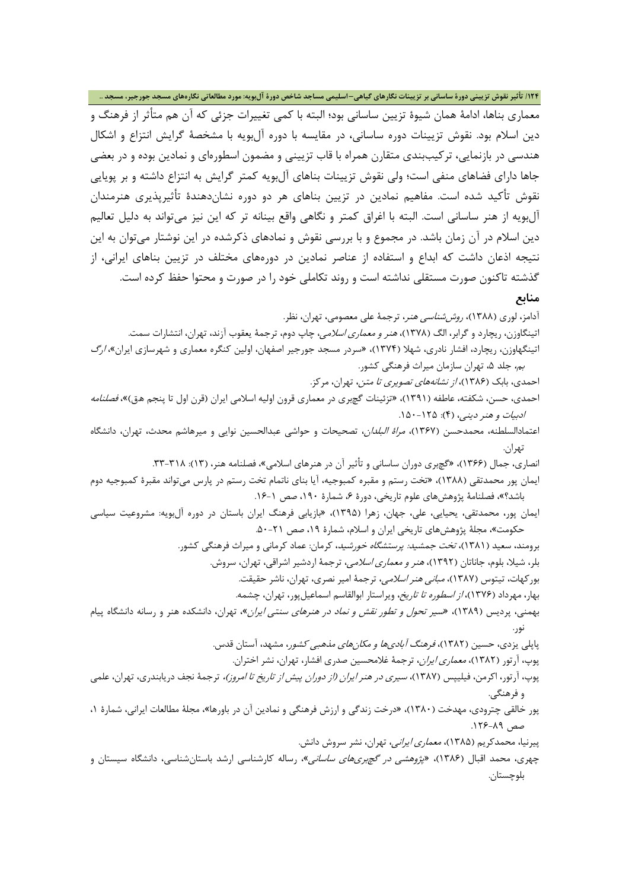معماری بناها، ادامهٔ همان شیوهٔ تزیین ساسانی بود؛ البته با کمی تغییرات جزئی که آن هم متأثر از فرهنگ و دین اسلام بود. نقوش تزیینات دوره ساسانی، در مقایسه با دوره آل‌بویه با مشخصهٔ گرایش انتزاع و اشکال هندسی در بازنمایی، ترکیب‌بندی متقارن همراه با قاب تزیینی و مضمون اسطوره‌ای و نمادین بوده و در بعضی جاها دارای فضاهای منفی است؛ ولی نقوش تزیینات بناهای آل‌بویه کمتر گرایش به انتزاع داشته و بر پویایی نقوش تأکید شده است. مفاهیم نمادین در تزیین بناهای هر دو دوره نشان‌دهندهٔ تأثیرپذیری هنرمندان آل‌بویه از هنر ساسانی است. البته با اغراق کمتر و نگاهی واقع بینانه تر که این نیز می‌تواند به دلیل تعالیم دین اسلام در آن زمان باشد. در مجموع و با بررسی نقوش و نمادهای ذکرشده در این نوشتار می‌توان به این نتیجه اذعان داشت که ابداع و استفاده از عناصر نمادین در دوره‌های مختلف در تزیین بناهای ایرانی، از گذشته تاکنون صورت مستقلی نداشته است و روند تکاملی خود را در صورت و محتوا حفظ کرده است.

## منابع

آدامز، لوری (۱۳۸۸)، *روش‌شناسی هنر*، ترجمهٔ علی معصومی، تهران، نظر.

اتینگاوزن، ریچارد و گرابر، الگ (۱۳۷۸)، *هنر و معماری اسلامی*، چاپ دوم، ترجمهٔ یعقوب آزند، تهران، انتشارات سمت.

اتینگهاوزن، ریچارد، افشار نادری، شهلا (۱۳۷۴)، «سردر مسجد جورجیر اصفهان، اولین کنگره معماری و شهرسازی ایران»، *ارگ بم*، جلد ۵، تهران سازمان میراث فرهنگی کشور.

احمدی، بابک (۱۳۸۶)، *از نشانه‌های تصویری تا متن*، تهران، مرکز.

احمدی، حسن، شکفته، عاطفه (۱۳۹۱)، «تزئینات گچبری در معماری قرون اولیه اسلامی ایران (قرن اول تا پنجم هق)»، *فصلنامه ادبیات و هنر دینی*، (۴): ۱۲۵-۱۵۰.

اعتمادالسلطنه، محمدحسن (۱۳۶۷)، *مرآة البلدان*، تصحیحات و حواشی عبدالحسین نوایی و میرهاشم محدث، تهران، دانشگاه تهران.

انصاری، جمال (۱۳۶۶)، «گچبری دوران ساسانی و تأثیر آن در هنرهای اسلامی»، فصلنامه هنر، (۱۳): ۳۱۸-۳۳.

ایمان پور محمدتقی (۱۳۸۸)، «تخت رستم و مقبره کمبوجیه، آیا بنای ناتمام تخت رستم در پارس می‌تواند مقبرهٔ کمبوجیه دوم باشد؟»، فصلنامهٔ پژوهش‌های علوم تاریخی، دورهٔ ۶، شمارهٔ ۱۹۰، صص ۱-۱۶.

ایمان پور، محمدتقی، یحیایی، علی، جهان، زهرا (۱۳۹۵)، «بازیابی فرهنگ ایران باستان در دوره آل‌بویه: مشروعیت سیاسی حکومت»، مجلهٔ پژوهش‌های تاریخی ایران و اسلام، شمارهٔ ۱۹، صص ۲۱-۵۰.

برومند، سعید (۱۳۸۱)، *تخت جمشید: پرستشگاه خورشید*، کرمان: عماد کرمانی و میراث فرهنگی کشور.

بلر، شیلا، بلوم، جاناتان (۱۳۹۲)، *هنر و معماری اسلامی*، ترجمهٔ اردشیر اشراقی، تهران، سروش.

بورکهات، تیتوس (۱۳۸۷)، *مبانی هنر اسلامی*، ترجمهٔ امیر نصری، تهران، ناشر حقیقت.

بهار، مهرداد (۱۳۷۶)، *از اسطوره تا تاریخ*، ویراستار ابوالقاسم اسماعیل‌پور، تهران، چشمه.

بهمنی، پردیس (۱۳۸۹)، «*سیر تحول و تطور نقش و نماد در هنرهای سنتی ایران*»، تهران، دانشکده هنر و رسانه دانشگاه پیام نور.

پاپلی یزدی، حسین (۱۳۸۲)، *فرهنگ آبادی‌ها و مکان‌های مذهبی کشور*، مشهد، آستان قدس.

پوپ، آرتور (۱۳۸۲)، *معماری ایران*، ترجمهٔ غلامحسین صدری افشار، تهران، نشر اختران.

پوپ، آرتور، اکرمن، فیلیپس (۱۳۸۷)، *سیری در هنر ایران (از دوران پیش از تاریخ تا امروز)*، ترجمهٔ نجف دریابندری، تهران، علمی و فرهنگی.

پور خالقی چترودی، مهدخت (۱۳۸۰)، «درخت زندگی و ارزش فرهنگی و نمادین آن در باورها»، مجلهٔ مطالعات ایرانی، شمارهٔ ۱، صص ۸۹-۱۲۶.

پیرنیا، محمدکریم (۱۳۸۵)، *معماری ایرانی*، تهران، نشر سروش دانش.

چهری، محمد اقبال (۱۳۸۶)، «*پژوهشی در گچبری‌های ساسانی*»، رساله کارشناسی ارشد باستان‌شناسی، دانشگاه سیستان و بلوچستان.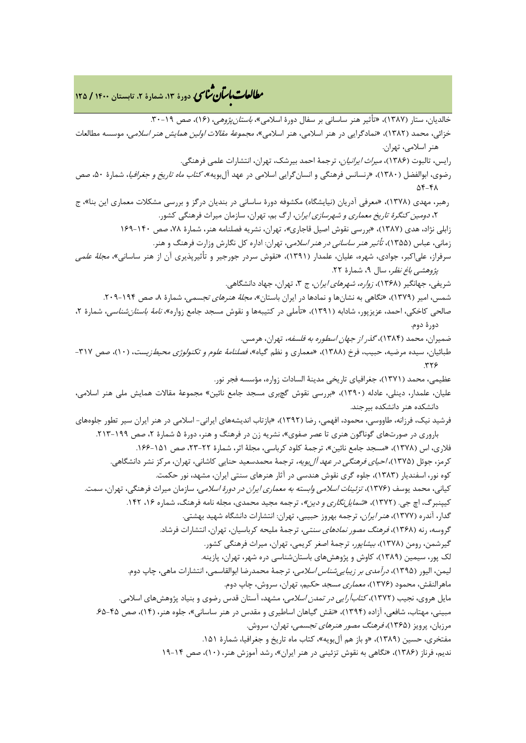خالدیان، ستار (۱۳۸۷)، «تأثیر هنر ساسانی بر سفال دورهٔ اسلامی»، *باستان‌پژوهی*، (۱۶)، صص ۱۹-۳۰.

خزائی، محمد (۱۳۸۲)، «نمادگرایی در هنر اسلامی، هنر اسلامی»، *مجموعهٔ مقالات اولین همایش هنر اسلامی*، موسسه مطالعات هنر اسلامی، تهران.

رایس، تالبوت (۱۳۸۶)، *میراث ایرانیان*، ترجمهٔ احمد بیرشک، تهران، انتشارات علمی فرهنگی.

رضوی، ابوالفضل (۱۳۸۰)، «رنسانس فرهنگی و انسان‌گرایی اسلامی در عهد آل‌بویه»، *کتاب ماه تاریخ و جغرافیا*، شمارهٔ ۵۰، صص ۴۸-۵۴

رهبر، مهدی (۱۳۷۸)، «معرفی آدریان (نیایشگاه) مکشوفه دورهٔ ساسانی در بندیان درگز و بررسی مشکلات معماری این بنا»، ج ۲، *دومین کنگرهٔ تاریخ معماری و شهرسازی ایران*، ارگ بم، تهران، سازمان میراث فرهنگی کشور.

زابلی نژاد، هدی (۱۳۸۷)، «بررسی نقوش اصیل قاجاری»، تهران، نشریه فصلنامه هنر، شمارهٔ ۷۸، صص ۱۴۰-۱۶۹

زمانی، عباس (۱۳۵۵)، *تأثیر هنر ساسانی در هنر اسلامی*، تهران: اداره کل نگارش وزارت فرهنگ و هنر.

سرفراز، علی‌اکبر، جوادی، شهره، علیان، علمدار (۱۳۹۱)، «نقوش سردر جورجیر و تأثیرپذیری آن از هنر ساسانی»، *مجلهٔ علمی پژوهشی باغ نظر*، سال ۹، شمارهٔ ۲۲.

شریفی، جهانگیر (۱۳۶۸)، *زواره، شهرهای ایران*، ج ۳، تهران، جهاد دانشگاهی.

شمس، امیر (۱۳۷۹)، «نگاهی به نشان‌ها و نمادها در ایران باستان»، *مجلهٔ هنرهای تجسمی*، شمارهٔ ۸، صص ۱۹۴-۲۰۹.

صالحی کاخکی، احمد، عزیزپور، شادابه (۱۳۹۱)، «تأملی در کتیبه‌ها و نقوش مسجد جامع زواره»، *نامهٔ باستان‌شناسی*، شمارهٔ ۲، دورهٔ دوم.

ضمیران، محمد (۱۳۸۴)، *گذر از جهان اسطوره به فلسفه*، تهران، هرمس.

طبائیان، سیده مرضیه، حبیب، فرخ (۱۳۸۸)، «معماری و نظم گیاه»، *فصلنامهٔ علوم و تکنولوژی محیط‌زیست*، (۱۰)، صص ۳۱۷-۳۲۶.

عظیمی، محمد (۱۳۷۱)، جغرافیای تاریخی مدینهٔ السادات زواره، مؤسسه فجر نور.

علیان، علمدار، دینلی، عادله (۱۳۹۰)، «بررسی نقوش گچبری مسجد جامع نائین» مجموعهٔ مقالات همایش ملی هنر اسلامی، دانشکده هنر دانشگاه بیرجند.

فرشید نیک، فرزانه، طاووسی، محمود، افهمی، رضا (۱۳۹۲)، «بازتاب اندیشه‌های ایرانی- اسلامی در هنر ایران سیر تطور جلوه‌های باروری در صورت‌های گوناگون هنری تا عصر صفوی»، نشریه زن در فرهنگ و هنر، دورهٔ ۵ شمارهٔ ۲، صص ۱۹۹-۲۱۳.

فلاری، اس (۱۳۷۸)، «مسجد جامع نائین»، ترجمهٔ کلود کرباسی، مجلهٔ اثر، شمارهٔ ۲۲-۲۳، صص ۱۵۱-۱۶۶.

کرمز، جوئل (۱۳۷۵)، *احیای فرهنگی در عهد آل‌بویه*، ترجمهٔ محمدسعید حنایی کاشانی، تهران، مرکز نشر دانشگاهی.

کوه نور، اسفندیار (۱۳۸۳)، جلوه گری نقوش هندسی در آثار هنرهای سنتی ایران، مشهد، نور حکمت.

کیانی، محمد یوسف (۱۳۷۶)، *تزئینات اسلامی وابسته به معماری ایران در دورهٔ اسلامی*، سازمان میراث فرهنگی، تهران، سمت.

کیپنبرگ، اچ جی. (۱۳۷۲)، «*شمایل‌نگاری و دین*»، ترجمه مجید محمدی، مجله نامه فرهنگ، شماره ۱۶، ۱۴۲.

گدار، آندره (۱۳۷۷)، *هنر ایران*، ترجمه بهروز حبیبی، تهران: انتشارات دانشگاه شهید بهشتی.

گروسه، رنه (۱۳۶۸)، *فرهنگ مصور نمادهای سنتی*، ترجمهٔ ملیحه کرباسیان، تهران، انتشارات فرشاد.

گیرشمن، رومن (۱۳۷۸)، *بیشاپور*، ترجمهٔ اصغر کریمی، تهران، میراث فرهنگی کشور.

لک پور، سیمین (۱۳۸۹)، کاوش و پژوهش‌های باستان‌شناسی دره شهر، تهران، پازینه.

لیمن، الیور (۱۳۹۵)، *درآمدی بر زیبایی‌شناسی اسلامی*، ترجمهٔ محمدرضا ابوالقاسمی، انتشارات ماهی، چاپ دوم.

ماهرالنقش، محمود (۱۳۷۶)، *معماری مسجد حکیم*، تهران، سروش، چاپ دوم.

مایل هروی، نجیب (۱۳۷۲)، *کتاب‌آرایی در تمدن اسلامی*، مشهد، آستان قدس رضوی و بنیاد پژوهش‌های اسلامی.

مبینی، مهتاب، شافعی، آزاده (۱۳۹۴)، «نقش گیاهان اساطیری و مقدس در هنر ساسانی»، جلوه هنر، (۱۴)، صص ۴۵-۶۵.

مرزبان، پرویز (۱۳۶۵)، *فرهنگ مصور هنرهای تجسمی*، تهران، سروش.

مفتخری، حسین (۱۳۸۹)، «و باز هم آل‌بویه»، کتاب ماه تاریخ و جغرافیا، شمارهٔ ۱۵۱.

ندیم، فرناز (۱۳۸۶)، «نگاهی به نقوش تزئینی در هنر ایران»، رشد آموزش هنر، (۱۰)، صص ۱۴-۱۹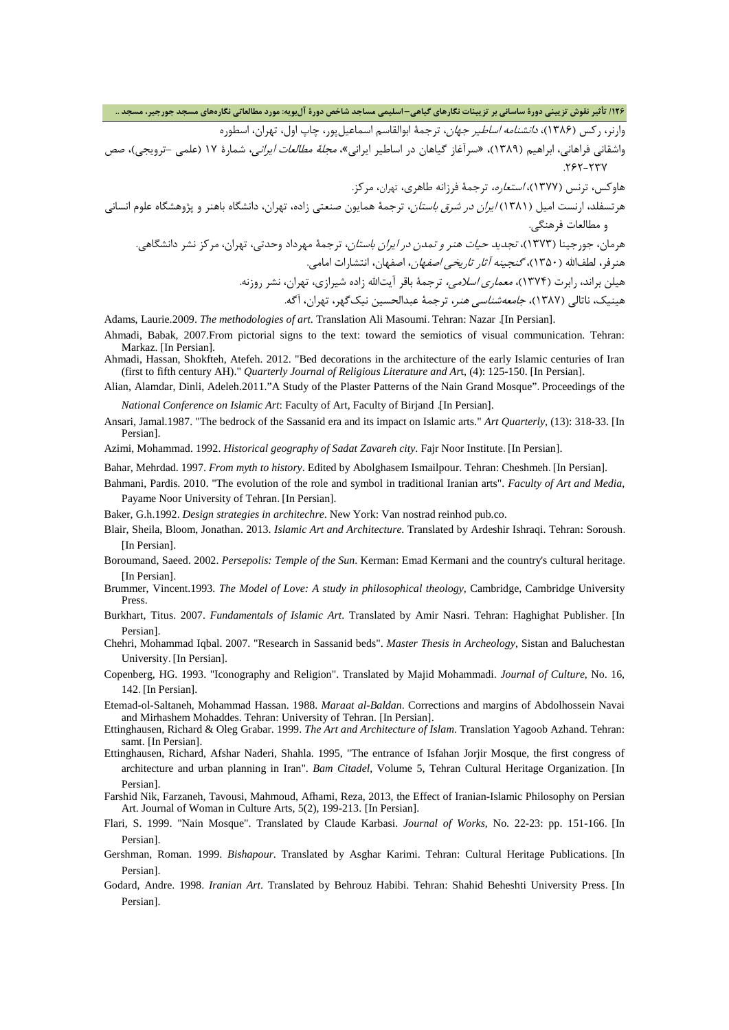وارنر، رکس (۱۳۸۶)، *دانشنامه اساطیر جهان*، ترجمهٔ ابوالقاسم اسماعیل‌پور، چاپ اول، تهران، اسطوره

واشقانی فراهانی، ابراهیم (۱۳۸۹)، «سرآغاز گیاهان در اساطیر ایرانی»، *مجلهٔ مطالعات ایرانی*، شمارهٔ ۱۷ (علمی –ترویجی)، صص ۲۶۲-۲۳۷.

هاوکس، ترنس (۱۳۷۷)، *استعاره*، ترجمهٔ فرزانه طاهری، تهران، مرکز.

هرتسفلد، ارنست امیل (۱۳۸۱) *ایران در شرق باستان*، ترجمهٔ همایون صنعتی زاده، تهران، دانشگاه باهنر و پژوهشگاه علوم انسانی و مطالعات فرهنگی.

هرمان، جورجینا (۱۳۷۳)، *تجدید حیات هنر و تمدن در ایران باستان*، ترجمهٔ مهرداد وحدتی، تهران، مرکز نشر دانشگاهی.

هنرفر، لطف‌الله (۱۳۵۰)، *گنجینه آثار تاریخی اصفهان*، اصفهان، انتشارات امامی.

هیلن براند، رابرت (۱۳۷۴)، *معماری اسلامی*، ترجمهٔ باقر آیت‌الله زاده شیرازی، تهران، نشر روزنه.

هینیک، ناتالی (۱۳۸۷)، *جامعه‌شناسی هنر*، ترجمهٔ عبدالحسین نیک‌گهر، تهران، آگه.

Adams, Laurie.2009. *The methodologies of art*. Translation Ali Masoumi. Tehran: Nazar .[In Persian].

Ahmadi, Babak, 2007.From pictorial signs to the text: toward the semiotics of visual communication. Tehran: Markaz. [In Persian].

Ahmadi, Hassan, Shokfteh, Atefeh. 2012. "Bed decorations in the architecture of the early Islamic centuries of Iran (first to fifth century AH)." *Quarterly Journal of Religious Literature and Art*, (4): 125-150. [In Persian].

Alian, Alamdar, Dinli, Adeleh.2011."A Study of the Plaster Patterns of the Nain Grand Mosque". Proceedings of the *National Conference on Islamic Art*: Faculty of Art, Faculty of Birjand .[In Persian].

Ansari, Jamal.1987. "The bedrock of the Sassanid era and its impact on Islamic arts." *Art Quarterly*, (13): 318-33. [In Persian].

Azimi, Mohammad. 1992. *Historical geography of Sadat Zavareh city*. Fajr Noor Institute. [In Persian].

Bahar, Mehrdad. 1997. *From myth to history*. Edited by Abolghasem Ismailpour. Tehran: Cheshmeh. [In Persian].

Bahmani, Pardis. 2010. "The evolution of the role and symbol in traditional Iranian arts". *Faculty of Art and Media*, Payame Noor University of Tehran. [In Persian].

Baker, G.h.1992. *Design strategies in architechre*. New York: Van nostrad reinhod pub.co.

Blair, Sheila, Bloom, Jonathan. 2013. *Islamic Art and Architecture*. Translated by Ardeshir Ishraqi. Tehran: Soroush. [In Persian].

Boroumand, Saeed. 2002. *Persepolis: Temple of the Sun*. Kerman: Emad Kermani and the country's cultural heritage. [In Persian].

Brummer, Vincent.1993. *The Model of Love: A study in philosophical theology*, Cambridge, Cambridge University Press.

Burkhart, Titus. 2007. *Fundamentals of Islamic Art*. Translated by Amir Nasri. Tehran: Haghighat Publisher. [In Persian].

Chehri, Mohammad Iqbal. 2007. "Research in Sassanid beds". *Master Thesis in Archeology*, Sistan and Baluchestan University. [In Persian].

Copenberg, HG. 1993. "Iconography and Religion". Translated by Majid Mohammadi. *Journal of Culture*, No. 16, 142. [In Persian].

Etemad-ol-Saltaneh, Mohammad Hassan. 1988. *Maraat al-Baldan*. Corrections and margins of Abdolhossein Navai and Mirhashem Mohaddes. Tehran: University of Tehran. [In Persian].

Ettinghausen, Richard & Oleg Grabar. 1999. *The Art and Architecture of Islam*. Translation Yagoob Azhand. Tehran: samt. [In Persian].

Ettinghausen, Richard, Afshar Naderi, Shahla. 1995, "The entrance of Isfahan Jorjir Mosque, the first congress of architecture and urban planning in Iran". *Bam Citadel*, Volume 5, Tehran Cultural Heritage Organization. [In Persian].

Farshid Nik, Farzaneh, Tavousi, Mahmoud, Afhami, Reza, 2013, the Effect of Iranian-Islamic Philosophy on Persian Art. Journal of Woman in Culture Arts, 5(2), 199-213. [In Persian].

Flari, S. 1999. "Nain Mosque". Translated by Claude Karbasi. *Journal of Works*, No. 22-23: pp. 151-166. [In Persian].

Gershman, Roman. 1999. *Bishapour*. Translated by Asghar Karimi. Tehran: Cultural Heritage Publications. [In Persian].

Godard, Andre. 1998. *Iranian Art*. Translated by Behrouz Habibi. Tehran: Shahid Beheshti University Press. [In Persian].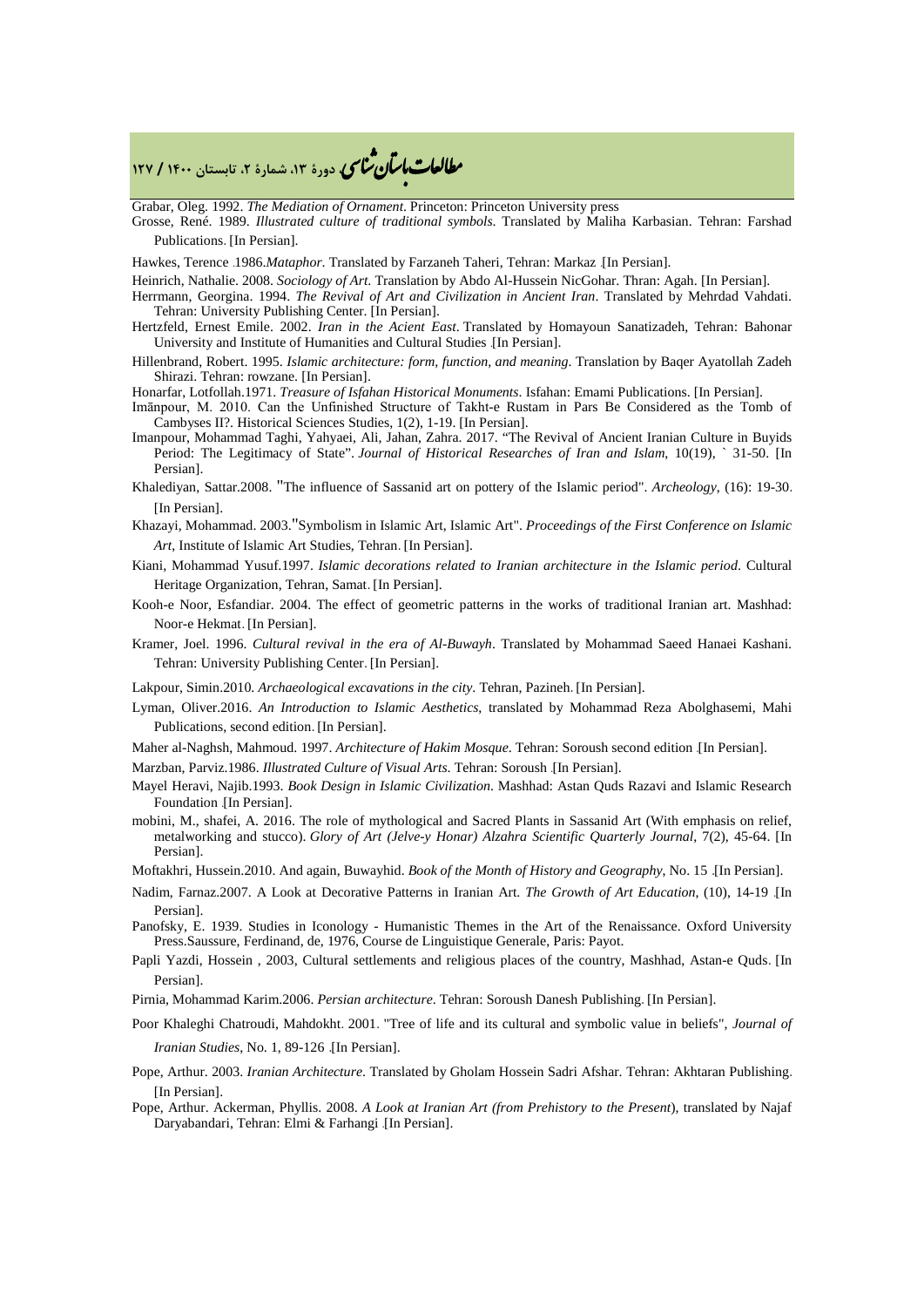Grabar, Oleg. 1992. *The Mediation of Ornament*. Princeton: Princeton University press

Grosse, René. 1989. *Illustrated culture of traditional symbols*. Translated by Maliha Karbasian. Tehran: Farshad Publications. [In Persian].

Hawkes, Terence .1986.*Mataphor*. Translated by Farzaneh Taheri, Tehran: Markaz .[In Persian].

Heinrich, Nathalie. 2008. *Sociology of Art*. Translation by Abdo Al-Hussein NicGohar. Thran: Agah. [In Persian].

Herrmann, Georgina. 1994. *The Revival of Art and Civilization in Ancient Iran*. Translated by Mehrdad Vahdati. Tehran: University Publishing Center. [In Persian].

Hertzfeld, Ernest Emile. 2002. *Iran in the Acient East*. Translated by Homayoun Sanatizadeh, Tehran: Bahonar University and Institute of Humanities and Cultural Studies .[In Persian].

Hillenbrand, Robert. 1995. *Islamic architecture: form, function, and meaning*. Translation by Baqer Ayatollah Zadeh Shirazi. Tehran: rowzane. [In Persian].

Honarfar, Lotfollah.1971. *Treasure of Isfahan Historical Monuments*. Isfahan: Emami Publications. [In Persian].

Imānpour, M. 2010. Can the Unfinished Structure of Takht-e Rustam in Pars Be Considered as the Tomb of Cambyses II?. Historical Sciences Studies, 1(2), 1-19. [In Persian].

Imanpour, Mohammad Taghi, Yahyaei, Ali, Jahan, Zahra. 2017. "The Revival of Ancient Iranian Culture in Buyids Period: The Legitimacy of State". *Journal of Historical Researches of Iran and Islam*, 10(19), ` 31-50. [In Persian].

Khalediyan, Sattar.2008. "The influence of Sassanid art on pottery of the Islamic period". *Archeology*, (16): 19-30. [In Persian].

Khazayi, Mohammad. 2003."Symbolism in Islamic Art, Islamic Art". *Proceedings of the First Conference on Islamic Art*, Institute of Islamic Art Studies, Tehran. [In Persian].

Kiani, Mohammad Yusuf.1997. *Islamic decorations related to Iranian architecture in the Islamic period*. Cultural Heritage Organization, Tehran, Samat. [In Persian].

Kooh-e Noor, Esfandiar. 2004. The effect of geometric patterns in the works of traditional Iranian art. Mashhad: Noor-e Hekmat. [In Persian].

Kramer, Joel. 1996. *Cultural revival in the era of Al-Buwayh*. Translated by Mohammad Saeed Hanaei Kashani. Tehran: University Publishing Center. [In Persian].

Lakpour, Simin.2010. *Archaeological excavations in the city*. Tehran, Pazineh. [In Persian].

Lyman, Oliver.2016. *An Introduction to Islamic Aesthetics*, translated by Mohammad Reza Abolghasemi, Mahi Publications, second edition. [In Persian].

Maher al-Naghsh, Mahmoud. 1997. *Architecture of Hakim Mosque*. Tehran: Soroush second edition .[In Persian].

Marzban, Parviz.1986. *Illustrated Culture of Visual Arts*. Tehran: Soroush .[In Persian].

Mayel Heravi, Najib.1993. *Book Design in Islamic Civilization*. Mashhad: Astan Quds Razavi and Islamic Research Foundation .[In Persian].

mobini, M., shafei, A. 2016. The role of mythological and Sacred Plants in Sassanid Art (With emphasis on relief, metalworking and stucco). *Glory of Art (Jelve-y Honar) Alzahra Scientific Quarterly Journal*, 7(2), 45-64. [In Persian].

Moftakhri, Hussein.2010. And again, Buwayhid. *Book of the Month of History and Geography*, No. 15 .[In Persian].

Nadim, Farnaz.2007. A Look at Decorative Patterns in Iranian Art. *The Growth of Art Education*, (10), 14-19 .[In Persian].

Panofsky, E. 1939. Studies in Iconology - Humanistic Themes in the Art of the Renaissance. Oxford University Press.Saussure, Ferdinand, de, 1976, Course de Linguistique Generale, Paris: Payot.

Papli Yazdi, Hossein , 2003, Cultural settlements and religious places of the country, Mashhad, Astan-e Quds. [In Persian].

Pirnia, Mohammad Karim.2006. *Persian architecture*. Tehran: Soroush Danesh Publishing. [In Persian].

Poor Khaleghi Chatroudi, Mahdokht. 2001. "Tree of life and its cultural and symbolic value in beliefs", *Journal of Iranian Studies*, No. 1, 89-126 .[In Persian].

Pope, Arthur. 2003. *Iranian Architecture*. Translated by Gholam Hossein Sadri Afshar. Tehran: Akhtaran Publishing. [In Persian].

Pope, Arthur. Ackerman, Phyllis. 2008. *A Look at Iranian Art (from Prehistory to the Present*), translated by Najaf Daryabandari, Tehran: Elmi & Farhangi .[In Persian].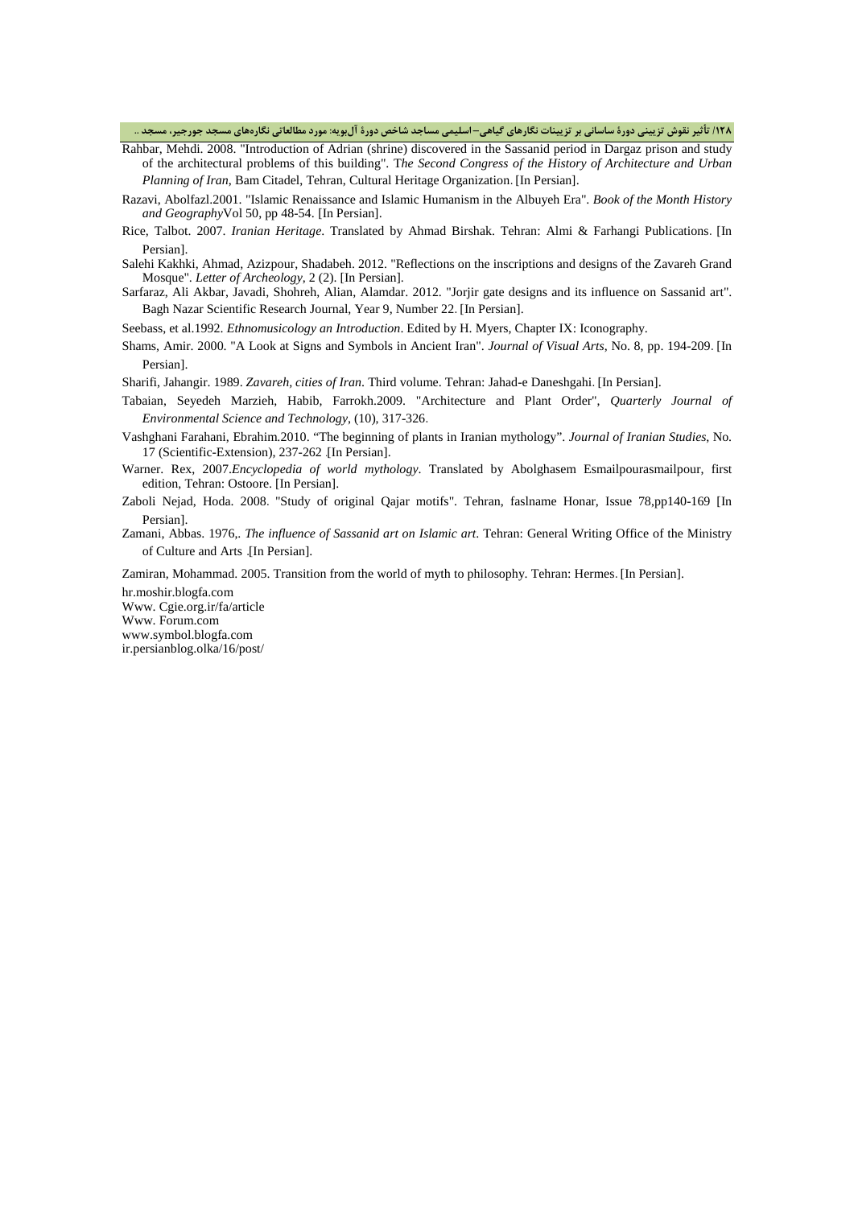Rahbar, Mehdi. 2008. "Introduction of Adrian (shrine) discovered in the Sassanid period in Dargaz prison and study of the architectural problems of this building". T*he Second Congress of the History of Architecture and Urban Planning of Iran,* Bam Citadel, Tehran, Cultural Heritage Organization. [In Persian].

Razavi, Abolfazl.2001. "Islamic Renaissance and Islamic Humanism in the Albuyeh Era". *Book of the Month History and Geography*Vol 50, pp 48-54. [In Persian].

Rice, Talbot. 2007. *Iranian Heritage*. Translated by Ahmad Birshak. Tehran: Almi & Farhangi Publications. [In Persian].

Salehi Kakhki, Ahmad, Azizpour, Shadabeh. 2012. "Reflections on the inscriptions and designs of the Zavareh Grand Mosque". *Letter of Archeology,* 2 (2). [In Persian].

Sarfaraz, Ali Akbar, Javadi, Shohreh, Alian, Alamdar. 2012. "Jorjir gate designs and its influence on Sassanid art". Bagh Nazar Scientific Research Journal, Year 9, Number 22. [In Persian].

Seebass, et al.1992. *Ethnomusicology an Introduction*. Edited by H. Myers, Chapter IX: Iconography.

Shams, Amir. 2000. "A Look at Signs and Symbols in Ancient Iran". *Journal of Visual Arts*, No. 8, pp. 194-209. [In Persian].

Sharifi, Jahangir. 1989. *Zavareh, cities of Iran*. Third volume. Tehran: Jahad-e Daneshgahi. [In Persian].

Tabaian, Seyedeh Marzieh, Habib, Farrokh.2009. "Architecture and Plant Order", *Quarterly Journal of Environmental Science and Technology*, (10), 317-326.

Vashghani Farahani, Ebrahim.2010. "The beginning of plants in Iranian mythology". *Journal of Iranian Studies*, No. 17 (Scientific-Extension), 237-262 .[In Persian].

Warner. Rex, 2007.*Encyclopedia of world mythology*. Translated by Abolghasem Esmailpourasmailpour, first edition, Tehran: Ostoore. [In Persian].

Zaboli Nejad, Hoda. 2008. "Study of original Qajar motifs". Tehran, faslname Honar, Issue 78,pp140-169 [In Persian].

Zamani, Abbas. 1976,. *The influence of Sassanid art on Islamic art*. Tehran: General Writing Office of the Ministry of Culture and Arts .[In Persian].

Zamiran, Mohammad. 2005. Transition from the world of myth to philosophy. Tehran: Hermes. [In Persian].

hr.moshir.blogfa.com
Www. Cgie.org.ir/fa/article
Www. Forum.com
www.symbol.blogfa.com
ir.persianblog.olka/16/post/